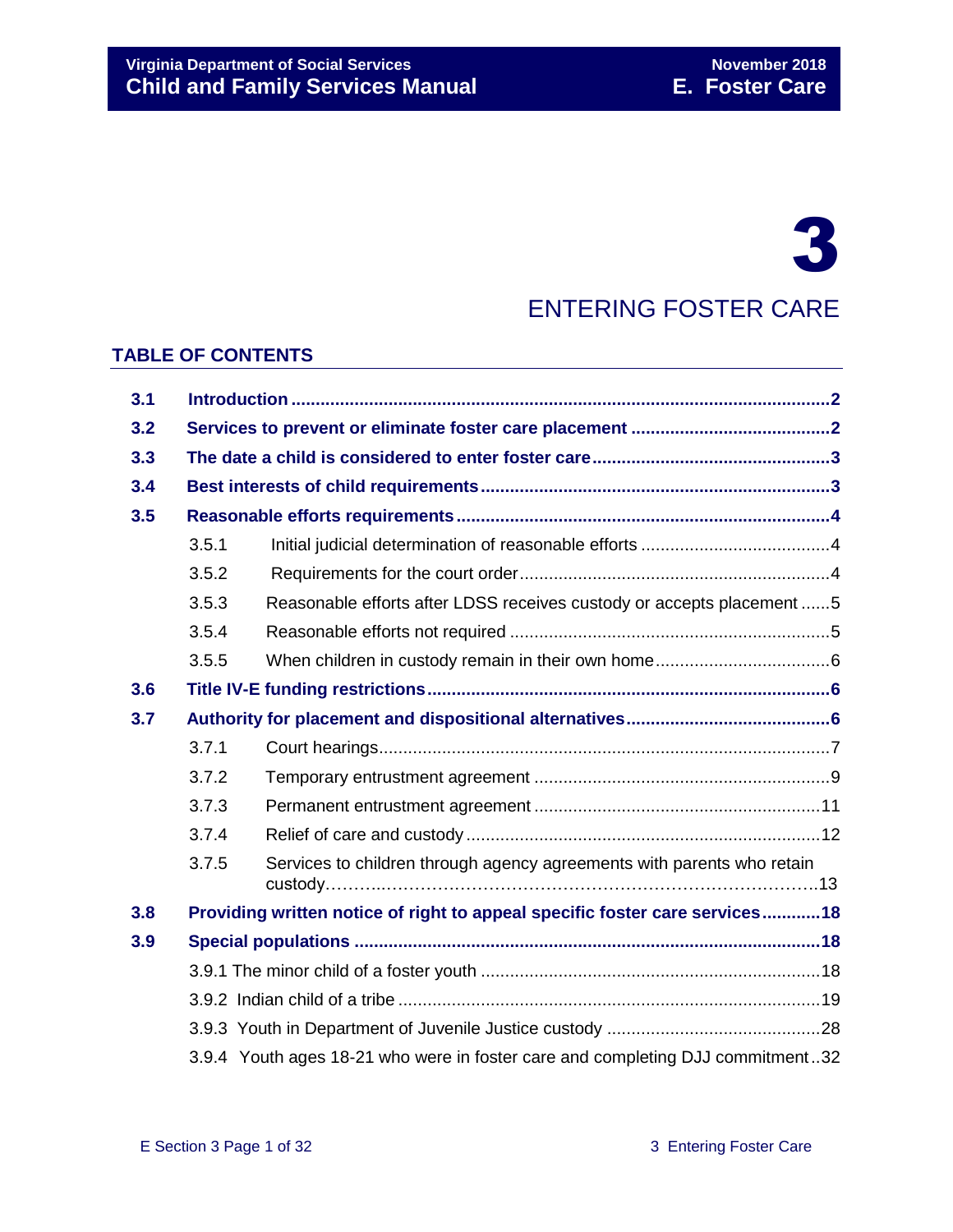# 3

# ENTERING FOSTER CARE

## TABLE OF CONTENTS

| | | |
|---|---|---|
| **3.1** | **Introduction** | **2** |
| **3.2** | **Services to prevent or eliminate foster care placement** | **2** |
| **3.3** | **The date a child is considered to enter foster care** | **3** |
| **3.4** | **Best interests of child requirements** | **3** |
| **3.5** | **Reasonable efforts requirements** | **4** |
| 3.5.1 | Initial judicial determination of reasonable efforts | 4 |
| 3.5.2 | Requirements for the court order | 4 |
| 3.5.3 | Reasonable efforts after LDSS receives custody or accepts placement | 5 |
| 3.5.4 | Reasonable efforts not required | 5 |
| 3.5.5 | When children in custody remain in their own home | 6 |
| **3.6** | **Title IV-E funding restrictions** | **6** |
| **3.7** | **Authority for placement and dispositional alternatives** | **6** |
| 3.7.1 | Court hearings | 7 |
| 3.7.2 | Temporary entrustment agreement | 9 |
| 3.7.3 | Permanent entrustment agreement | 11 |
| 3.7.4 | Relief of care and custody | 12 |
| 3.7.5 | Services to children through agency agreements with parents who retain custody | 13 |
| **3.8** | **Providing written notice of right to appeal specific foster care services** | **18** |
| **3.9** | **Special populations** | **18** |
| 3.9.1 | The minor child of a foster youth | 18 |
| 3.9.2 | Indian child of a tribe | 19 |
| 3.9.3 | Youth in Department of Juvenile Justice custody | 28 |
| 3.9.4 | Youth ages 18-21 who were in foster care and completing DJJ commitment | 32 |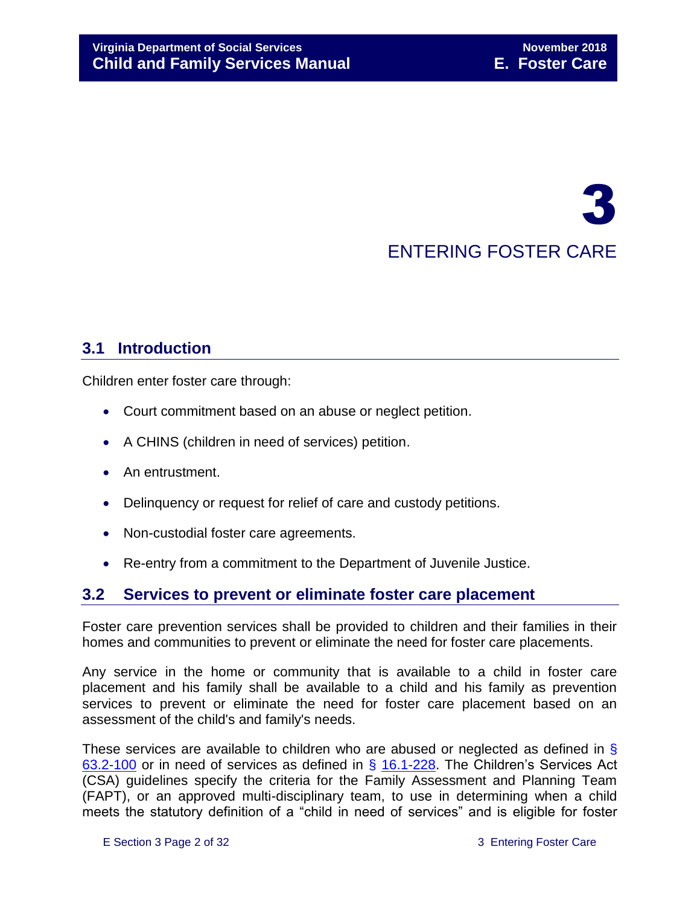# 3 ENTERING FOSTER CARE

## 3.1 Introduction

Children enter foster care through:

- Court commitment based on an abuse or neglect petition.
- A CHINS (children in need of services) petition.
- An entrustment.
- Delinquency or request for relief of care and custody petitions.
- Non-custodial foster care agreements.
- Re-entry from a commitment to the Department of Juvenile Justice.

## 3.2 Services to prevent or eliminate foster care placement

Foster care prevention services shall be provided to children and their families in their homes and communities to prevent or eliminate the need for foster care placements.

Any service in the home or community that is available to a child in foster care placement and his family shall be available to a child and his family as prevention services to prevent or eliminate the need for foster care placement based on an assessment of the child's and family's needs.

These services are available to children who are abused or neglected as defined in § 63.2-100 or in need of services as defined in § 16.1-228. The Children's Services Act (CSA) guidelines specify the criteria for the Family Assessment and Planning Team (FAPT), or an approved multi-disciplinary team, to use in determining when a child meets the statutory definition of a "child in need of services" and is eligible for foster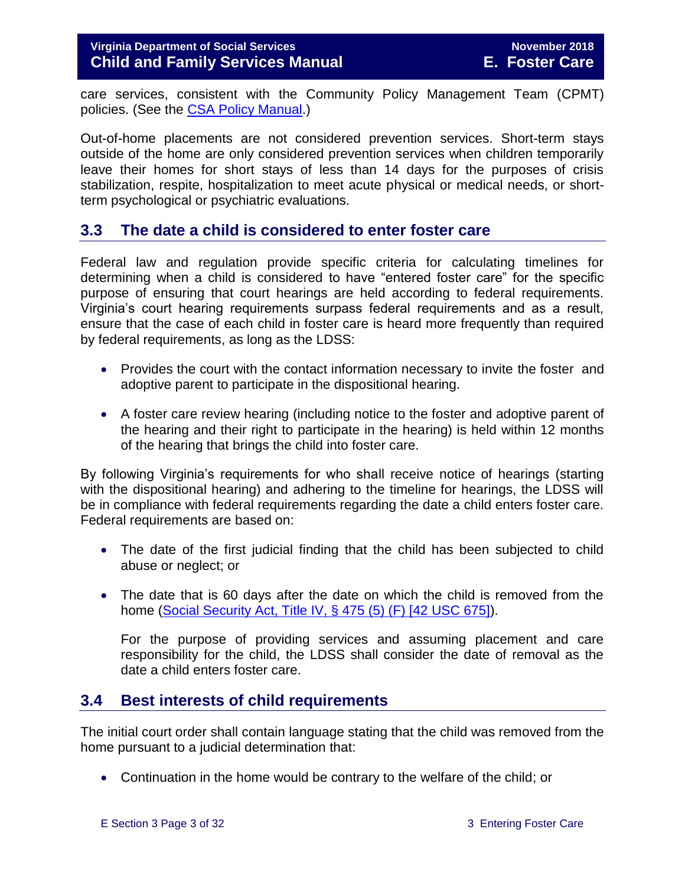care services, consistent with the Community Policy Management Team (CPMT) policies. (See the [CSA Policy Manual](CSA Policy Manual).)

Out-of-home placements are not considered prevention services. Short-term stays outside of the home are only considered prevention services when children temporarily leave their homes for short stays of less than 14 days for the purposes of crisis stabilization, respite, hospitalization to meet acute physical or medical needs, or short-term psychological or psychiatric evaluations.

## 3.3 The date a child is considered to enter foster care

Federal law and regulation provide specific criteria for calculating timelines for determining when a child is considered to have "entered foster care" for the specific purpose of ensuring that court hearings are held according to federal requirements. Virginia's court hearing requirements surpass federal requirements and as a result, ensure that the case of each child in foster care is heard more frequently than required by federal requirements, as long as the LDSS:

- Provides the court with the contact information necessary to invite the foster and adoptive parent to participate in the dispositional hearing.
- A foster care review hearing (including notice to the foster and adoptive parent of the hearing and their right to participate in the hearing) is held within 12 months of the hearing that brings the child into foster care.

By following Virginia's requirements for who shall receive notice of hearings (starting with the dispositional hearing) and adhering to the timeline for hearings, the LDSS will be in compliance with federal requirements regarding the date a child enters foster care. Federal requirements are based on:

- The date of the first judicial finding that the child has been subjected to child abuse or neglect; or
- The date that is 60 days after the date on which the child is removed from the home (Social Security Act, Title IV, § 475 (5) (F) [42 USC 675]).

  For the purpose of providing services and assuming placement and care responsibility for the child, the LDSS shall consider the date of removal as the date a child enters foster care.

## 3.4 Best interests of child requirements

The initial court order shall contain language stating that the child was removed from the home pursuant to a judicial determination that:

- Continuation in the home would be contrary to the welfare of the child; or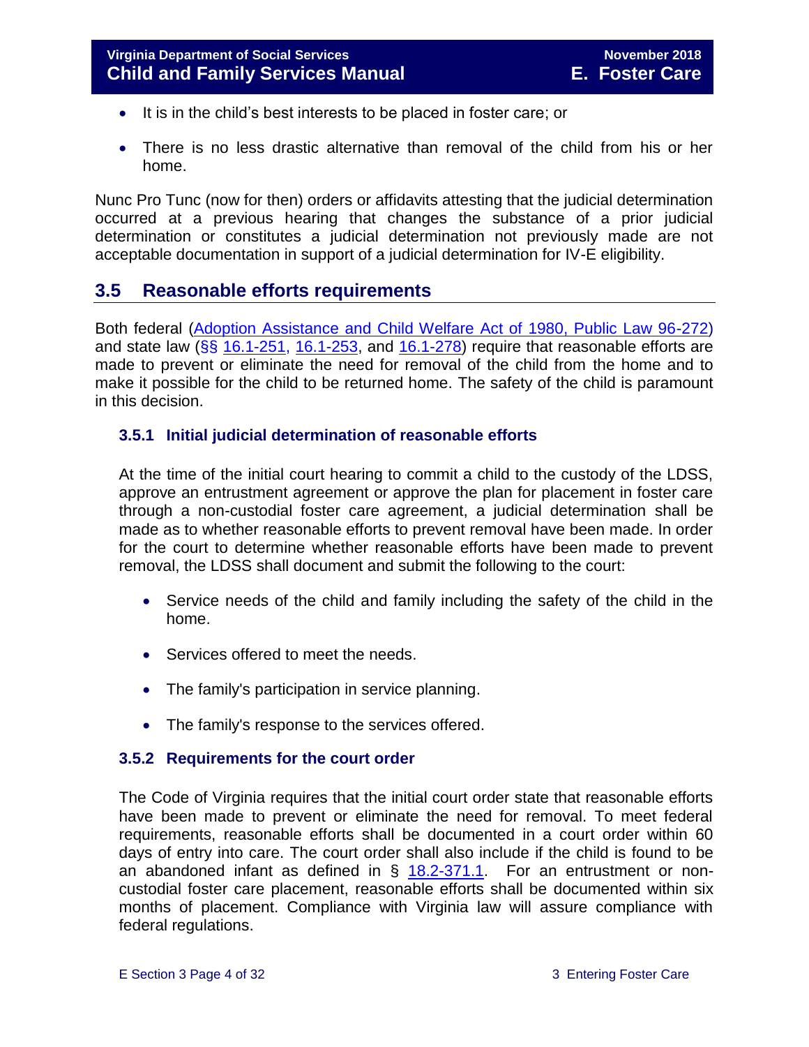- It is in the child's best interests to be placed in foster care; or
- There is no less drastic alternative than removal of the child from his or her home.

Nunc Pro Tunc (now for then) orders or affidavits attesting that the judicial determination occurred at a previous hearing that changes the substance of a prior judicial determination or constitutes a judicial determination not previously made are not acceptable documentation in support of a judicial determination for IV-E eligibility.

## 3.5 Reasonable efforts requirements

Both federal (Adoption Assistance and Child Welfare Act of 1980, Public Law 96-272) and state law (§§ 16.1-251, 16.1-253, and 16.1-278) require that reasonable efforts are made to prevent or eliminate the need for removal of the child from the home and to make it possible for the child to be returned home. The safety of the child is paramount in this decision.

### 3.5.1 Initial judicial determination of reasonable efforts

At the time of the initial court hearing to commit a child to the custody of the LDSS, approve an entrustment agreement or approve the plan for placement in foster care through a non-custodial foster care agreement, a judicial determination shall be made as to whether reasonable efforts to prevent removal have been made. In order for the court to determine whether reasonable efforts have been made to prevent removal, the LDSS shall document and submit the following to the court:

- Service needs of the child and family including the safety of the child in the home.
- Services offered to meet the needs.
- The family's participation in service planning.
- The family's response to the services offered.

### 3.5.2 Requirements for the court order

The Code of Virginia requires that the initial court order state that reasonable efforts have been made to prevent or eliminate the need for removal. To meet federal requirements, reasonable efforts shall be documented in a court order within 60 days of entry into care. The court order shall also include if the child is found to be an abandoned infant as defined in § 18.2-371.1. For an entrustment or non-custodial foster care placement, reasonable efforts shall be documented within six months of placement. Compliance with Virginia law will assure compliance with federal regulations.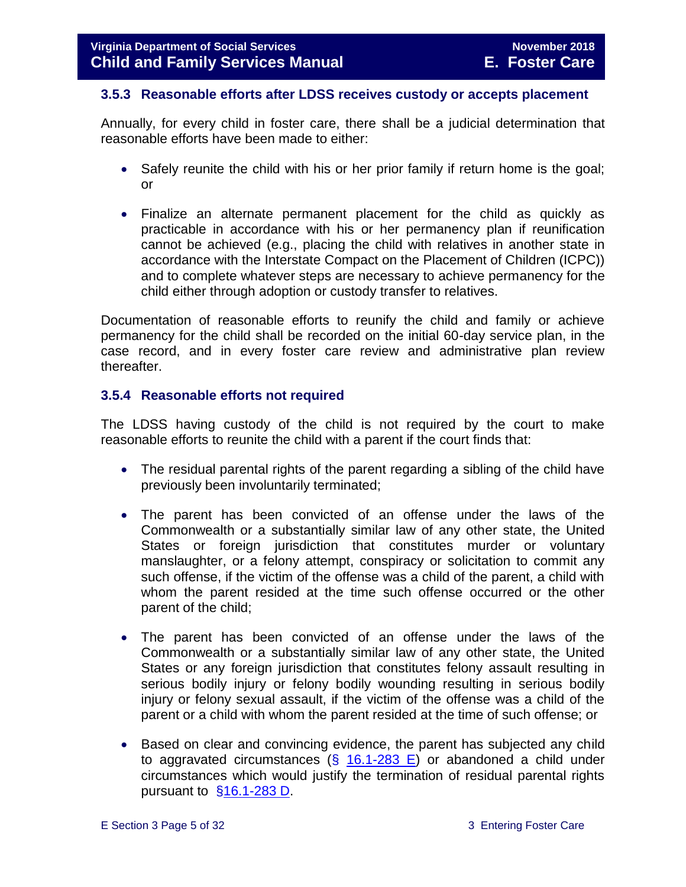### 3.5.3 Reasonable efforts after LDSS receives custody or accepts placement

Annually, for every child in foster care, there shall be a judicial determination that reasonable efforts have been made to either:

- Safely reunite the child with his or her prior family if return home is the goal; or
- Finalize an alternate permanent placement for the child as quickly as practicable in accordance with his or her permanency plan if reunification cannot be achieved (e.g., placing the child with relatives in another state in accordance with the Interstate Compact on the Placement of Children (ICPC)) and to complete whatever steps are necessary to achieve permanency for the child either through adoption or custody transfer to relatives.

Documentation of reasonable efforts to reunify the child and family or achieve permanency for the child shall be recorded on the initial 60-day service plan, in the case record, and in every foster care review and administrative plan review thereafter.

### 3.5.4 Reasonable efforts not required

The LDSS having custody of the child is not required by the court to make reasonable efforts to reunite the child with a parent if the court finds that:

- The residual parental rights of the parent regarding a sibling of the child have previously been involuntarily terminated;
- The parent has been convicted of an offense under the laws of the Commonwealth or a substantially similar law of any other state, the United States or foreign jurisdiction that constitutes murder or voluntary manslaughter, or a felony attempt, conspiracy or solicitation to commit any such offense, if the victim of the offense was a child of the parent, a child with whom the parent resided at the time such offense occurred or the other parent of the child;
- The parent has been convicted of an offense under the laws of the Commonwealth or a substantially similar law of any other state, the United States or any foreign jurisdiction that constitutes felony assault resulting in serious bodily injury or felony bodily wounding resulting in serious bodily injury or felony sexual assault, if the victim of the offense was a child of the parent or a child with whom the parent resided at the time of such offense; or
- Based on clear and convincing evidence, the parent has subjected any child to aggravated circumstances (§ 16.1-283 E) or abandoned a child under circumstances which would justify the termination of residual parental rights pursuant to §16.1-283 D.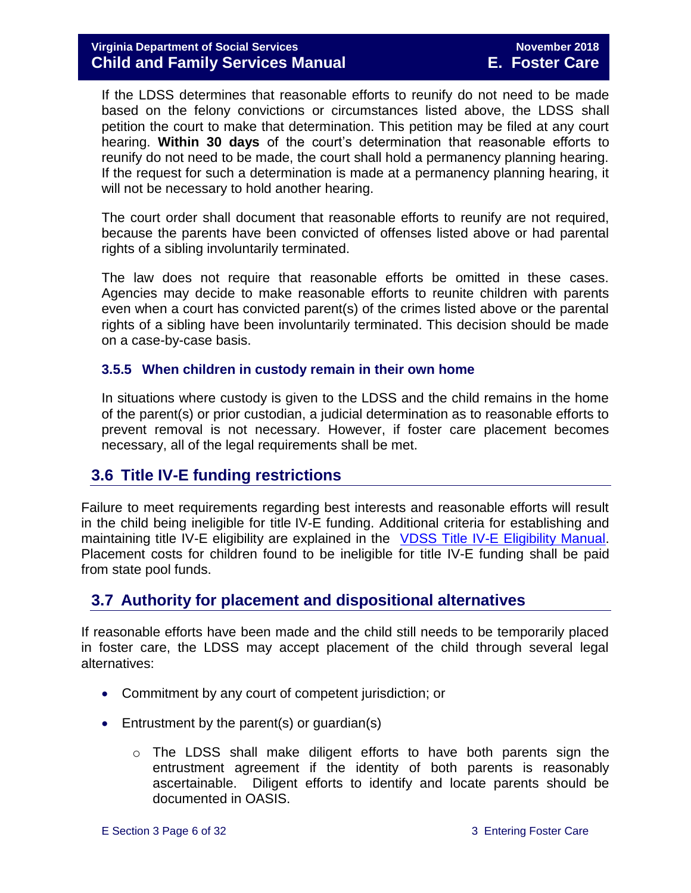If the LDSS determines that reasonable efforts to reunify do not need to be made based on the felony convictions or circumstances listed above, the LDSS shall petition the court to make that determination. This petition may be filed at any court hearing. **Within 30 days** of the court's determination that reasonable efforts to reunify do not need to be made, the court shall hold a permanency planning hearing. If the request for such a determination is made at a permanency planning hearing, it will not be necessary to hold another hearing.

The court order shall document that reasonable efforts to reunify are not required, because the parents have been convicted of offenses listed above or had parental rights of a sibling involuntarily terminated.

The law does not require that reasonable efforts be omitted in these cases. Agencies may decide to make reasonable efforts to reunite children with parents even when a court has convicted parent(s) of the crimes listed above or the parental rights of a sibling have been involuntarily terminated. This decision should be made on a case-by-case basis.

### 3.5.5 When children in custody remain in their own home

In situations where custody is given to the LDSS and the child remains in the home of the parent(s) or prior custodian, a judicial determination as to reasonable efforts to prevent removal is not necessary. However, if foster care placement becomes necessary, all of the legal requirements shall be met.

## 3.6 Title IV-E funding restrictions

Failure to meet requirements regarding best interests and reasonable efforts will result in the child being ineligible for title IV-E funding. Additional criteria for establishing and maintaining title IV-E eligibility are explained in the VDSS Title IV-E Eligibility Manual. Placement costs for children found to be ineligible for title IV-E funding shall be paid from state pool funds.

## 3.7 Authority for placement and dispositional alternatives

If reasonable efforts have been made and the child still needs to be temporarily placed in foster care, the LDSS may accept placement of the child through several legal alternatives:

- Commitment by any court of competent jurisdiction; or
- Entrustment by the parent(s) or guardian(s)
  - The LDSS shall make diligent efforts to have both parents sign the entrustment agreement if the identity of both parents is reasonably ascertainable. Diligent efforts to identify and locate parents should be documented in OASIS.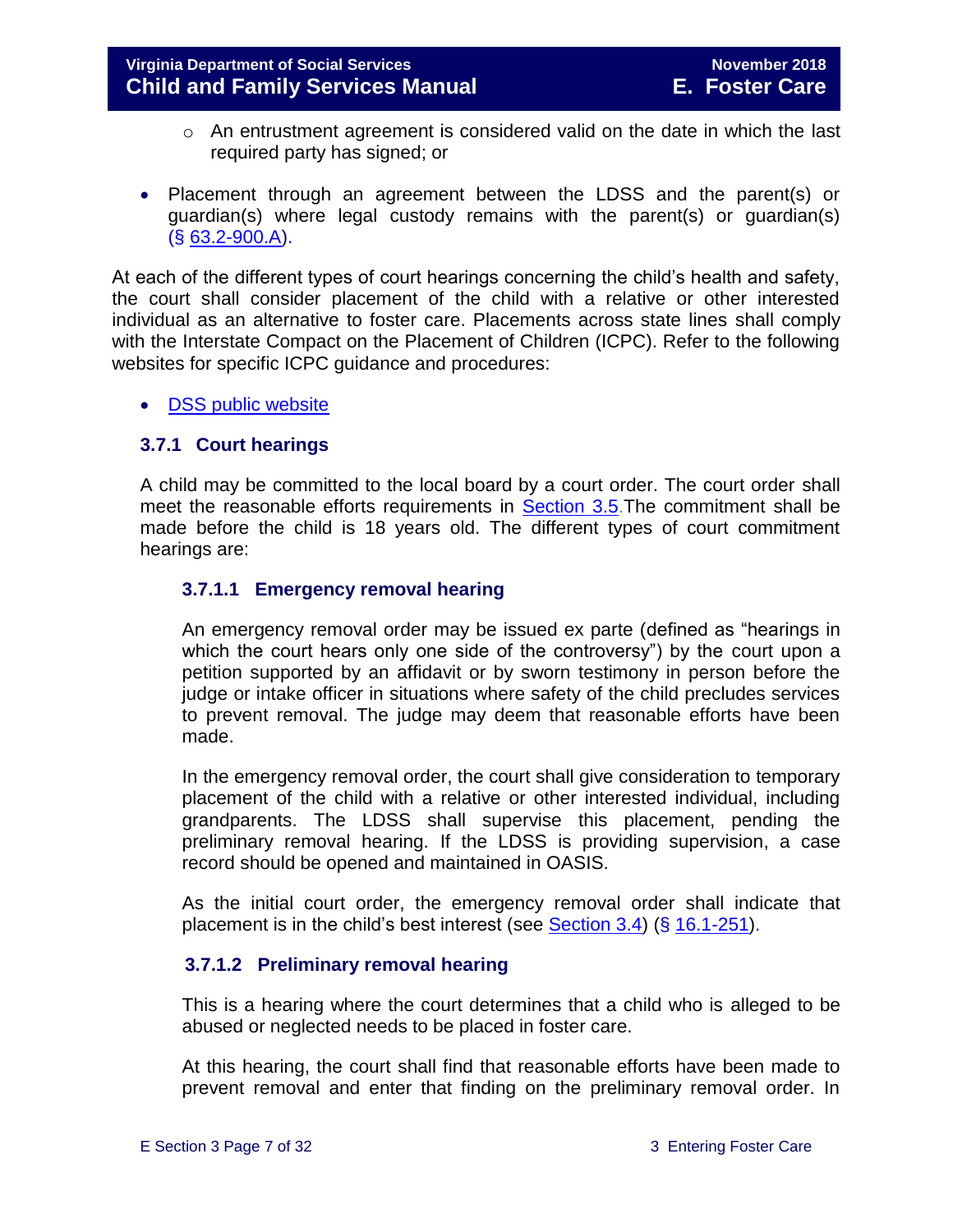- An entrustment agreement is considered valid on the date in which the last required party has signed; or

- Placement through an agreement between the LDSS and the parent(s) or guardian(s) where legal custody remains with the parent(s) or guardian(s) (§ 63.2-900.A).

At each of the different types of court hearings concerning the child's health and safety, the court shall consider placement of the child with a relative or other interested individual as an alternative to foster care. Placements across state lines shall comply with the Interstate Compact on the Placement of Children (ICPC). Refer to the following websites for specific ICPC guidance and procedures:

- DSS public website

### 3.7.1 Court hearings

A child may be committed to the local board by a court order. The court order shall meet the reasonable efforts requirements in Section 3.5. The commitment shall be made before the child is 18 years old. The different types of court commitment hearings are:

#### 3.7.1.1 Emergency removal hearing

An emergency removal order may be issued ex parte (defined as "hearings in which the court hears only one side of the controversy") by the court upon a petition supported by an affidavit or by sworn testimony in person before the judge or intake officer in situations where safety of the child precludes services to prevent removal. The judge may deem that reasonable efforts have been made.

In the emergency removal order, the court shall give consideration to temporary placement of the child with a relative or other interested individual, including grandparents. The LDSS shall supervise this placement, pending the preliminary removal hearing. If the LDSS is providing supervision, a case record should be opened and maintained in OASIS.

As the initial court order, the emergency removal order shall indicate that placement is in the child's best interest (see Section 3.4) (§ 16.1-251).

#### 3.7.1.2 Preliminary removal hearing

This is a hearing where the court determines that a child who is alleged to be abused or neglected needs to be placed in foster care.

At this hearing, the court shall find that reasonable efforts have been made to prevent removal and enter that finding on the preliminary removal order. In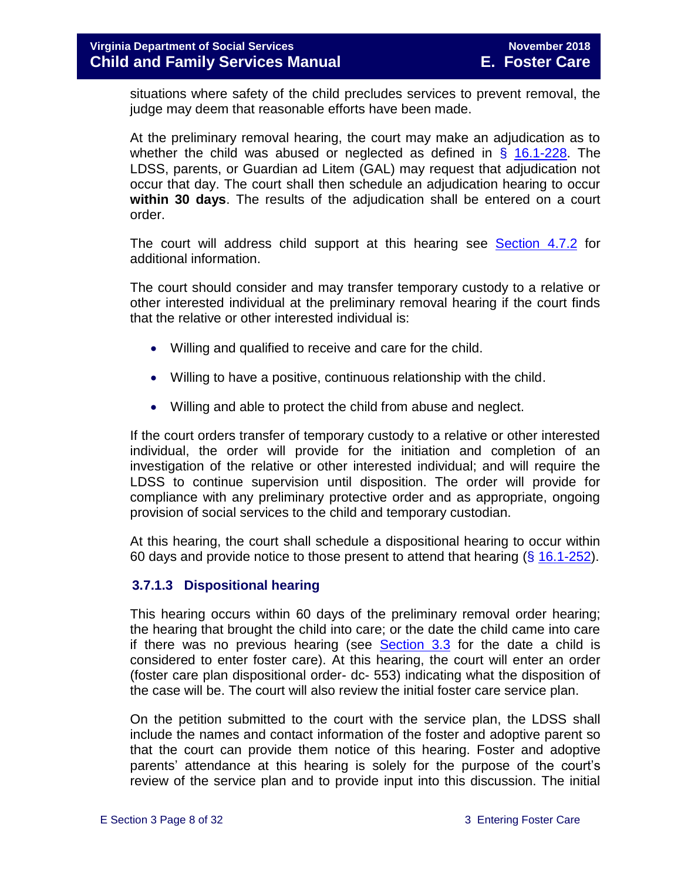situations where safety of the child precludes services to prevent removal, the judge may deem that reasonable efforts have been made.

At the preliminary removal hearing, the court may make an adjudication as to whether the child was abused or neglected as defined in § 16.1-228. The LDSS, parents, or Guardian ad Litem (GAL) may request that adjudication not occur that day. The court shall then schedule an adjudication hearing to occur **within 30 days**. The results of the adjudication shall be entered on a court order.

The court will address child support at this hearing see Section 4.7.2 for additional information.

The court should consider and may transfer temporary custody to a relative or other interested individual at the preliminary removal hearing if the court finds that the relative or other interested individual is:

- Willing and qualified to receive and care for the child.
- Willing to have a positive, continuous relationship with the child.
- Willing and able to protect the child from abuse and neglect.

If the court orders transfer of temporary custody to a relative or other interested individual, the order will provide for the initiation and completion of an investigation of the relative or other interested individual; and will require the LDSS to continue supervision until disposition. The order will provide for compliance with any preliminary protective order and as appropriate, ongoing provision of social services to the child and temporary custodian.

At this hearing, the court shall schedule a dispositional hearing to occur within 60 days and provide notice to those present to attend that hearing (§ 16.1-252).

### 3.7.1.3 Dispositional hearing

This hearing occurs within 60 days of the preliminary removal order hearing; the hearing that brought the child into care; or the date the child came into care if there was no previous hearing (see Section 3.3 for the date a child is considered to enter foster care). At this hearing, the court will enter an order (foster care plan dispositional order- dc- 553) indicating what the disposition of the case will be. The court will also review the initial foster care service plan.

On the petition submitted to the court with the service plan, the LDSS shall include the names and contact information of the foster and adoptive parent so that the court can provide them notice of this hearing. Foster and adoptive parents' attendance at this hearing is solely for the purpose of the court's review of the service plan and to provide input into this discussion. The initial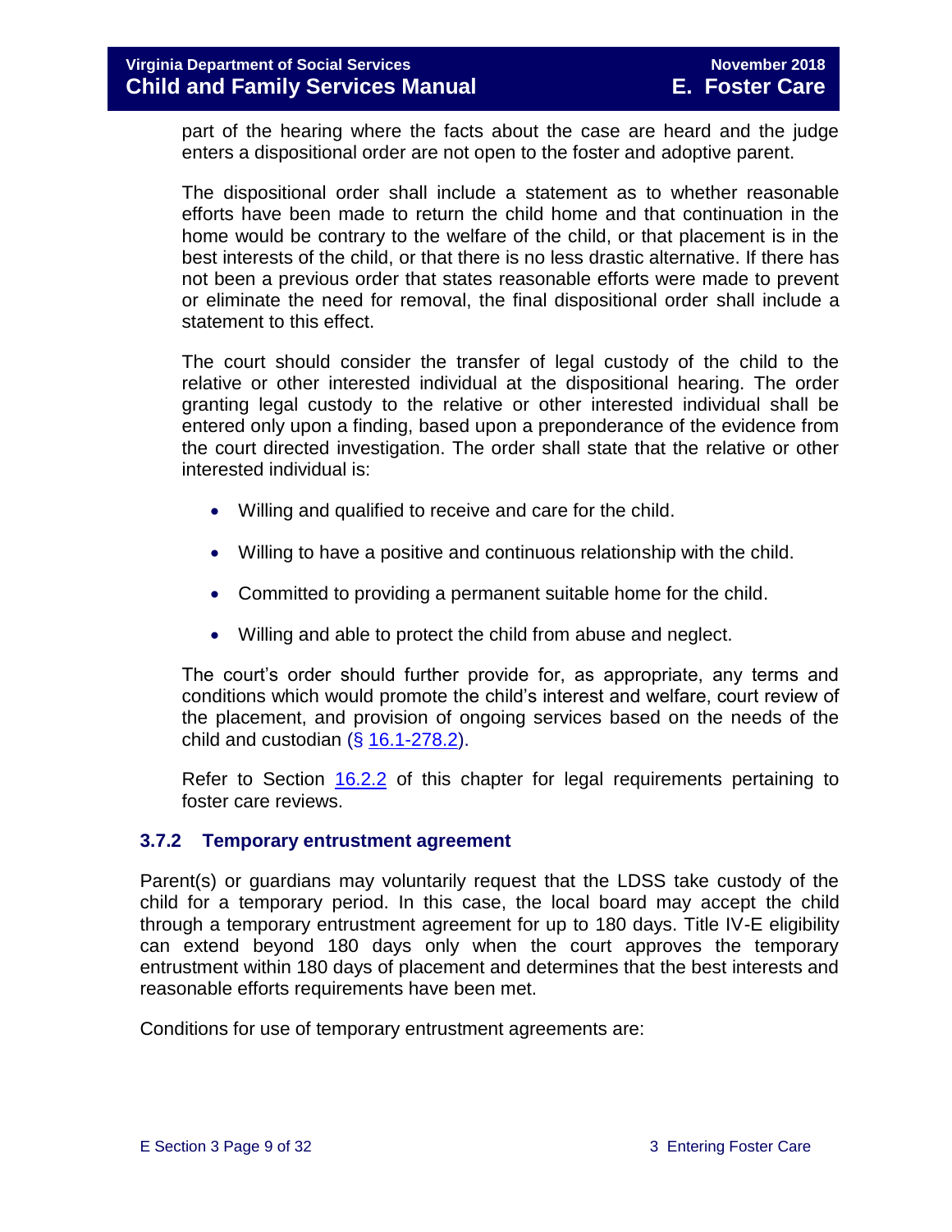part of the hearing where the facts about the case are heard and the judge enters a dispositional order are not open to the foster and adoptive parent.

The dispositional order shall include a statement as to whether reasonable efforts have been made to return the child home and that continuation in the home would be contrary to the welfare of the child, or that placement is in the best interests of the child, or that there is no less drastic alternative. If there has not been a previous order that states reasonable efforts were made to prevent or eliminate the need for removal, the final dispositional order shall include a statement to this effect.

The court should consider the transfer of legal custody of the child to the relative or other interested individual at the dispositional hearing. The order granting legal custody to the relative or other interested individual shall be entered only upon a finding, based upon a preponderance of the evidence from the court directed investigation. The order shall state that the relative or other interested individual is:

- Willing and qualified to receive and care for the child.
- Willing to have a positive and continuous relationship with the child.
- Committed to providing a permanent suitable home for the child.
- Willing and able to protect the child from abuse and neglect.

The court's order should further provide for, as appropriate, any terms and conditions which would promote the child's interest and welfare, court review of the placement, and provision of ongoing services based on the needs of the child and custodian (§ 16.1-278.2).

Refer to Section 16.2.2 of this chapter for legal requirements pertaining to foster care reviews.

### 3.7.2 Temporary entrustment agreement

Parent(s) or guardians may voluntarily request that the LDSS take custody of the child for a temporary period. In this case, the local board may accept the child through a temporary entrustment agreement for up to 180 days. Title IV-E eligibility can extend beyond 180 days only when the court approves the temporary entrustment within 180 days of placement and determines that the best interests and reasonable efforts requirements have been met.

Conditions for use of temporary entrustment agreements are: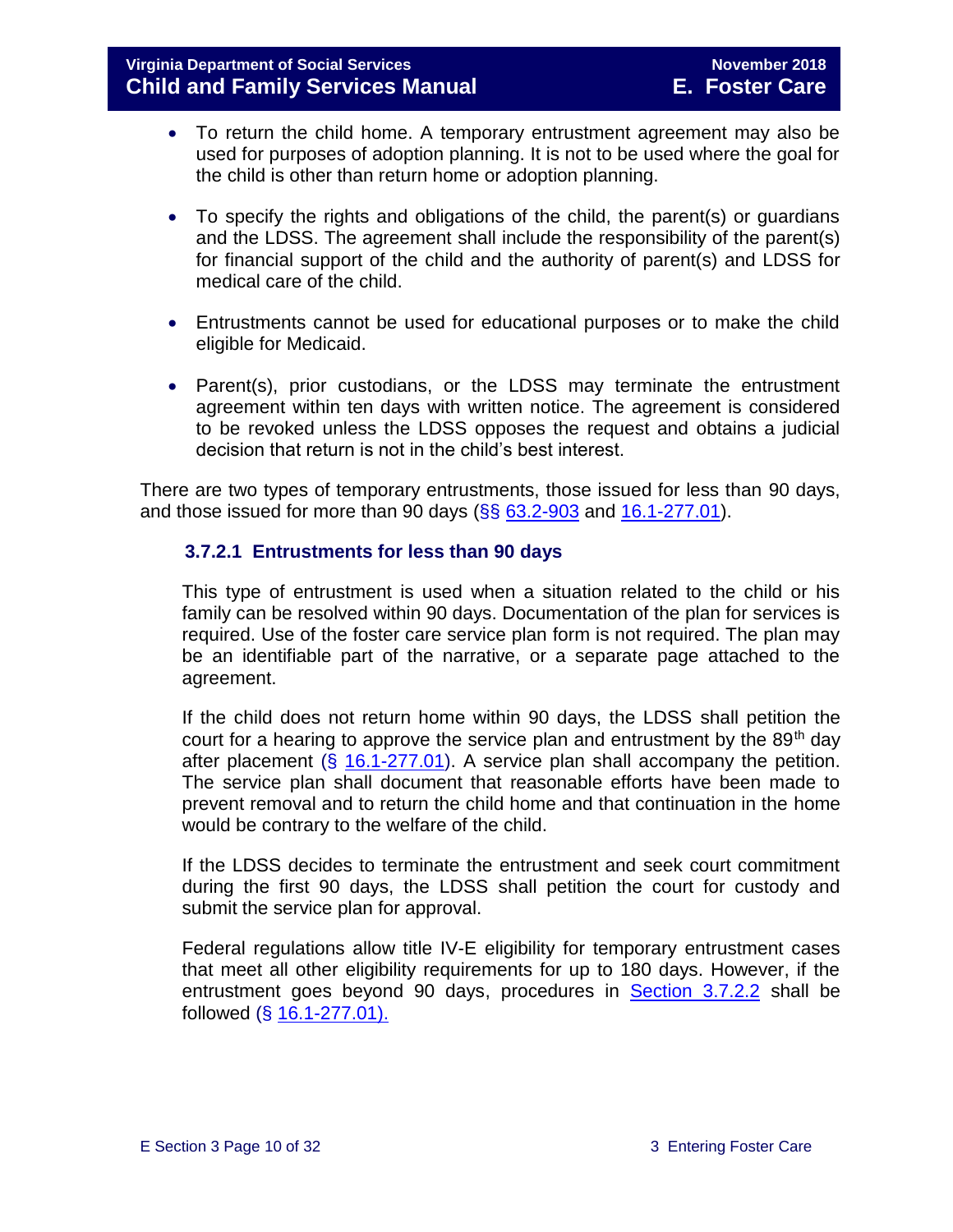- To return the child home. A temporary entrustment agreement may also be used for purposes of adoption planning. It is not to be used where the goal for the child is other than return home or adoption planning.

- To specify the rights and obligations of the child, the parent(s) or guardians and the LDSS. The agreement shall include the responsibility of the parent(s) for financial support of the child and the authority of parent(s) and LDSS for medical care of the child.

- Entrustments cannot be used for educational purposes or to make the child eligible for Medicaid.

- Parent(s), prior custodians, or the LDSS may terminate the entrustment agreement within ten days with written notice. The agreement is considered to be revoked unless the LDSS opposes the request and obtains a judicial decision that return is not in the child's best interest.

There are two types of temporary entrustments, those issued for less than 90 days, and those issued for more than 90 days (§§ 63.2-903 and 16.1-277.01).

### 3.7.2.1 Entrustments for less than 90 days

This type of entrustment is used when a situation related to the child or his family can be resolved within 90 days. Documentation of the plan for services is required. Use of the foster care service plan form is not required. The plan may be an identifiable part of the narrative, or a separate page attached to the agreement.

If the child does not return home within 90 days, the LDSS shall petition the court for a hearing to approve the service plan and entrustment by the 89th day after placement (§ 16.1-277.01). A service plan shall accompany the petition. The service plan shall document that reasonable efforts have been made to prevent removal and to return the child home and that continuation in the home would be contrary to the welfare of the child.

If the LDSS decides to terminate the entrustment and seek court commitment during the first 90 days, the LDSS shall petition the court for custody and submit the service plan for approval.

Federal regulations allow title IV-E eligibility for temporary entrustment cases that meet all other eligibility requirements for up to 180 days. However, if the entrustment goes beyond 90 days, procedures in Section 3.7.2.2 shall be followed (§ 16.1-277.01).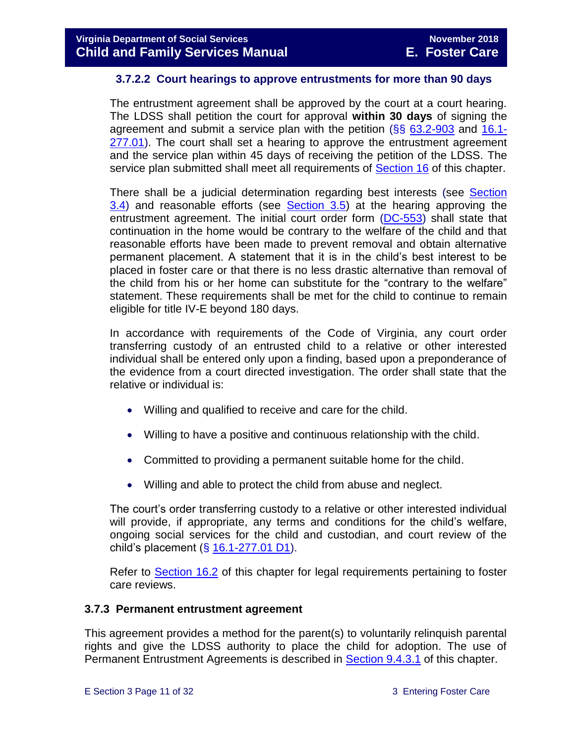#### 3.7.2.2 Court hearings to approve entrustments for more than 90 days

The entrustment agreement shall be approved by the court at a court hearing. The LDSS shall petition the court for approval **within 30 days** of signing the agreement and submit a service plan with the petition (§§ 63.2-903 and 16.1-277.01). The court shall set a hearing to approve the entrustment agreement and the service plan within 45 days of receiving the petition of the LDSS. The service plan submitted shall meet all requirements of Section 16 of this chapter.

There shall be a judicial determination regarding best interests (see Section 3.4) and reasonable efforts (see Section 3.5) at the hearing approving the entrustment agreement. The initial court order form (DC-553) shall state that continuation in the home would be contrary to the welfare of the child and that reasonable efforts have been made to prevent removal and obtain alternative permanent placement. A statement that it is in the child's best interest to be placed in foster care or that there is no less drastic alternative than removal of the child from his or her home can substitute for the "contrary to the welfare" statement. These requirements shall be met for the child to continue to remain eligible for title IV-E beyond 180 days.

In accordance with requirements of the Code of Virginia, any court order transferring custody of an entrusted child to a relative or other interested individual shall be entered only upon a finding, based upon a preponderance of the evidence from a court directed investigation. The order shall state that the relative or individual is:

- Willing and qualified to receive and care for the child.
- Willing to have a positive and continuous relationship with the child.
- Committed to providing a permanent suitable home for the child.
- Willing and able to protect the child from abuse and neglect.

The court's order transferring custody to a relative or other interested individual will provide, if appropriate, any terms and conditions for the child's welfare, ongoing social services for the child and custodian, and court review of the child's placement (§ 16.1-277.01 D1).

Refer to Section 16.2 of this chapter for legal requirements pertaining to foster care reviews.

### 3.7.3 Permanent entrustment agreement

This agreement provides a method for the parent(s) to voluntarily relinquish parental rights and give the LDSS authority to place the child for adoption. The use of Permanent Entrustment Agreements is described in Section 9.4.3.1 of this chapter.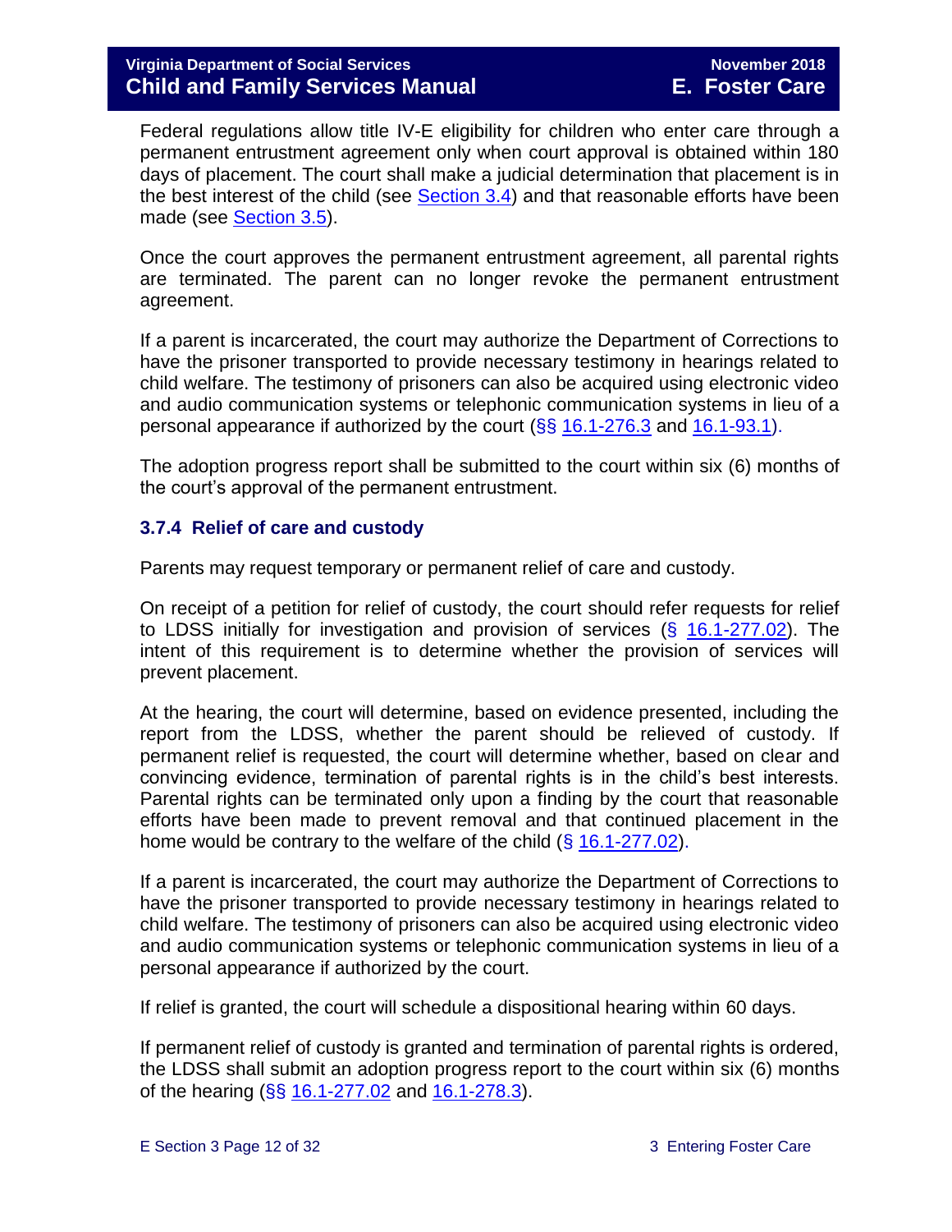Federal regulations allow title IV-E eligibility for children who enter care through a permanent entrustment agreement only when court approval is obtained within 180 days of placement. The court shall make a judicial determination that placement is in the best interest of the child (see Section 3.4) and that reasonable efforts have been made (see Section 3.5).

Once the court approves the permanent entrustment agreement, all parental rights are terminated. The parent can no longer revoke the permanent entrustment agreement.

If a parent is incarcerated, the court may authorize the Department of Corrections to have the prisoner transported to provide necessary testimony in hearings related to child welfare. The testimony of prisoners can also be acquired using electronic video and audio communication systems or telephonic communication systems in lieu of a personal appearance if authorized by the court (§§ 16.1-276.3 and 16.1-93.1).

The adoption progress report shall be submitted to the court within six (6) months of the court's approval of the permanent entrustment.

### 3.7.4 Relief of care and custody

Parents may request temporary or permanent relief of care and custody.

On receipt of a petition for relief of custody, the court should refer requests for relief to LDSS initially for investigation and provision of services (§ 16.1-277.02). The intent of this requirement is to determine whether the provision of services will prevent placement.

At the hearing, the court will determine, based on evidence presented, including the report from the LDSS, whether the parent should be relieved of custody. If permanent relief is requested, the court will determine whether, based on clear and convincing evidence, termination of parental rights is in the child's best interests. Parental rights can be terminated only upon a finding by the court that reasonable efforts have been made to prevent removal and that continued placement in the home would be contrary to the welfare of the child (§ 16.1-277.02).

If a parent is incarcerated, the court may authorize the Department of Corrections to have the prisoner transported to provide necessary testimony in hearings related to child welfare. The testimony of prisoners can also be acquired using electronic video and audio communication systems or telephonic communication systems in lieu of a personal appearance if authorized by the court.

If relief is granted, the court will schedule a dispositional hearing within 60 days.

If permanent relief of custody is granted and termination of parental rights is ordered, the LDSS shall submit an adoption progress report to the court within six (6) months of the hearing (§§ 16.1-277.02 and 16.1-278.3).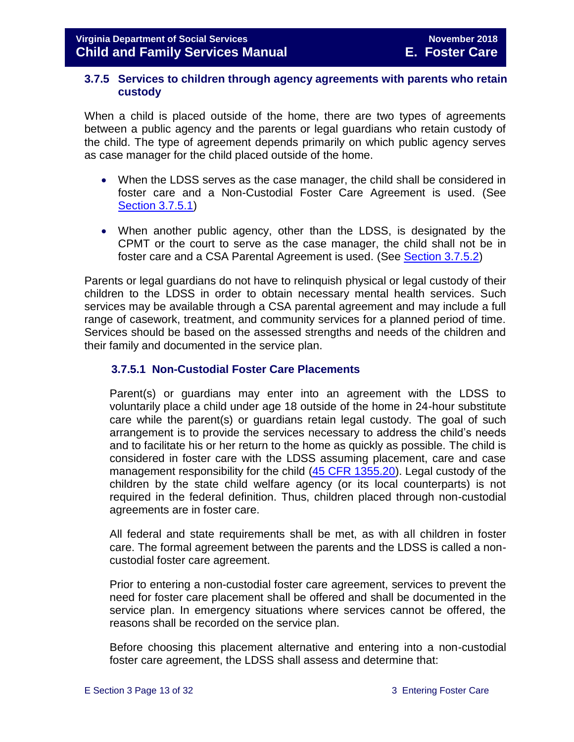### 3.7.5 Services to children through agency agreements with parents who retain custody

When a child is placed outside of the home, there are two types of agreements between a public agency and the parents or legal guardians who retain custody of the child. The type of agreement depends primarily on which public agency serves as case manager for the child placed outside of the home.

- When the LDSS serves as the case manager, the child shall be considered in foster care and a Non-Custodial Foster Care Agreement is used. (See Section 3.7.5.1)
- When another public agency, other than the LDSS, is designated by the CPMT or the court to serve as the case manager, the child shall not be in foster care and a CSA Parental Agreement is used. (See Section 3.7.5.2)

Parents or legal guardians do not have to relinquish physical or legal custody of their children to the LDSS in order to obtain necessary mental health services. Such services may be available through a CSA parental agreement and may include a full range of casework, treatment, and community services for a planned period of time. Services should be based on the assessed strengths and needs of the children and their family and documented in the service plan.

#### 3.7.5.1 Non-Custodial Foster Care Placements

Parent(s) or guardians may enter into an agreement with the LDSS to voluntarily place a child under age 18 outside of the home in 24-hour substitute care while the parent(s) or guardians retain legal custody. The goal of such arrangement is to provide the services necessary to address the child's needs and to facilitate his or her return to the home as quickly as possible. The child is considered in foster care with the LDSS assuming placement, care and case management responsibility for the child (45 CFR 1355.20). Legal custody of the children by the state child welfare agency (or its local counterparts) is not required in the federal definition. Thus, children placed through non-custodial agreements are in foster care.

All federal and state requirements shall be met, as with all children in foster care. The formal agreement between the parents and the LDSS is called a non-custodial foster care agreement.

Prior to entering a non-custodial foster care agreement, services to prevent the need for foster care placement shall be offered and shall be documented in the service plan. In emergency situations where services cannot be offered, the reasons shall be recorded on the service plan.

Before choosing this placement alternative and entering into a non-custodial foster care agreement, the LDSS shall assess and determine that: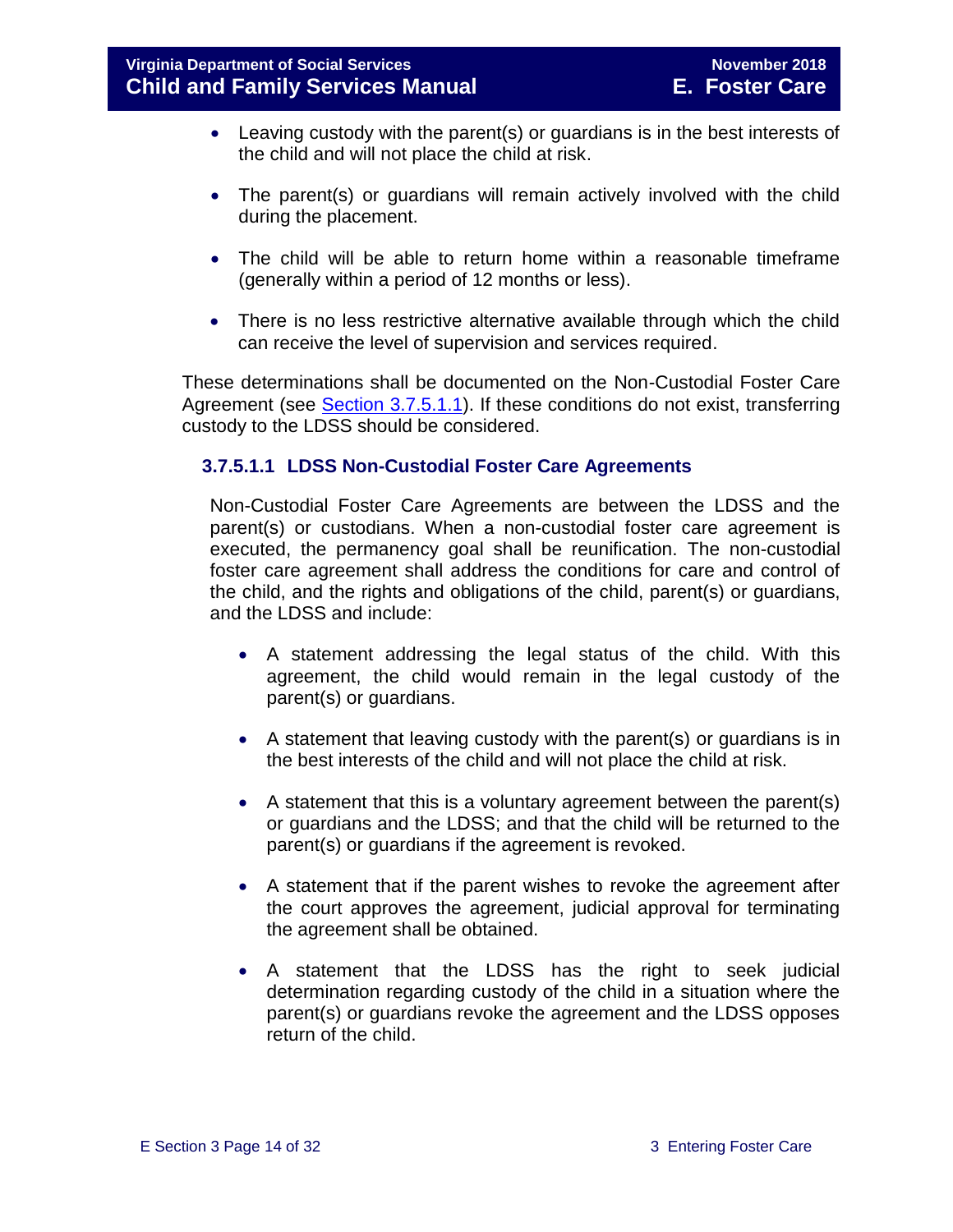- Leaving custody with the parent(s) or guardians is in the best interests of the child and will not place the child at risk.
- The parent(s) or guardians will remain actively involved with the child during the placement.
- The child will be able to return home within a reasonable timeframe (generally within a period of 12 months or less).
- There is no less restrictive alternative available through which the child can receive the level of supervision and services required.

These determinations shall be documented on the Non-Custodial Foster Care Agreement (see Section 3.7.5.1.1). If these conditions do not exist, transferring custody to the LDSS should be considered.

#### 3.7.5.1.1 LDSS Non-Custodial Foster Care Agreements

Non-Custodial Foster Care Agreements are between the LDSS and the parent(s) or custodians. When a non-custodial foster care agreement is executed, the permanency goal shall be reunification. The non-custodial foster care agreement shall address the conditions for care and control of the child, and the rights and obligations of the child, parent(s) or guardians, and the LDSS and include:

- A statement addressing the legal status of the child. With this agreement, the child would remain in the legal custody of the parent(s) or guardians.
- A statement that leaving custody with the parent(s) or guardians is in the best interests of the child and will not place the child at risk.
- A statement that this is a voluntary agreement between the parent(s) or guardians and the LDSS; and that the child will be returned to the parent(s) or guardians if the agreement is revoked.
- A statement that if the parent wishes to revoke the agreement after the court approves the agreement, judicial approval for terminating the agreement shall be obtained.
- A statement that the LDSS has the right to seek judicial determination regarding custody of the child in a situation where the parent(s) or guardians revoke the agreement and the LDSS opposes return of the child.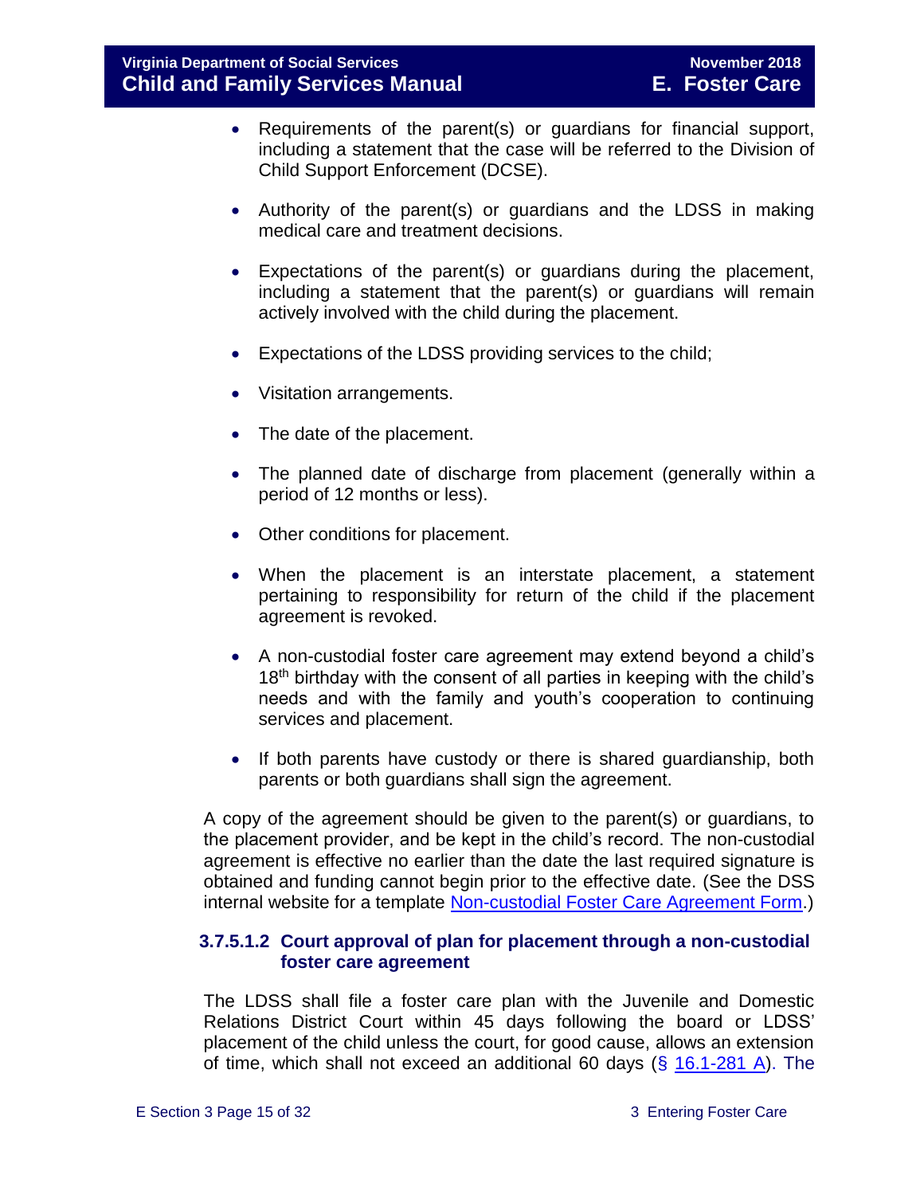- Requirements of the parent(s) or guardians for financial support, including a statement that the case will be referred to the Division of Child Support Enforcement (DCSE).
- Authority of the parent(s) or guardians and the LDSS in making medical care and treatment decisions.
- Expectations of the parent(s) or guardians during the placement, including a statement that the parent(s) or guardians will remain actively involved with the child during the placement.
- Expectations of the LDSS providing services to the child;
- Visitation arrangements.
- The date of the placement.
- The planned date of discharge from placement (generally within a period of 12 months or less).
- Other conditions for placement.
- When the placement is an interstate placement, a statement pertaining to responsibility for return of the child if the placement agreement is revoked.
- A non-custodial foster care agreement may extend beyond a child's 18th birthday with the consent of all parties in keeping with the child's needs and with the family and youth's cooperation to continuing services and placement.
- If both parents have custody or there is shared guardianship, both parents or both guardians shall sign the agreement.

A copy of the agreement should be given to the parent(s) or guardians, to the placement provider, and be kept in the child's record. The non-custodial agreement is effective no earlier than the date the last required signature is obtained and funding cannot begin prior to the effective date. (See the DSS internal website for a template [Non-custodial Foster Care Agreement Form](#).)

#### 3.7.5.1.2 Court approval of plan for placement through a non-custodial foster care agreement

The LDSS shall file a foster care plan with the Juvenile and Domestic Relations District Court within 45 days following the board or LDSS' placement of the child unless the court, for good cause, allows an extension of time, which shall not exceed an additional 60 days (§ [16.1-281 A](#)). The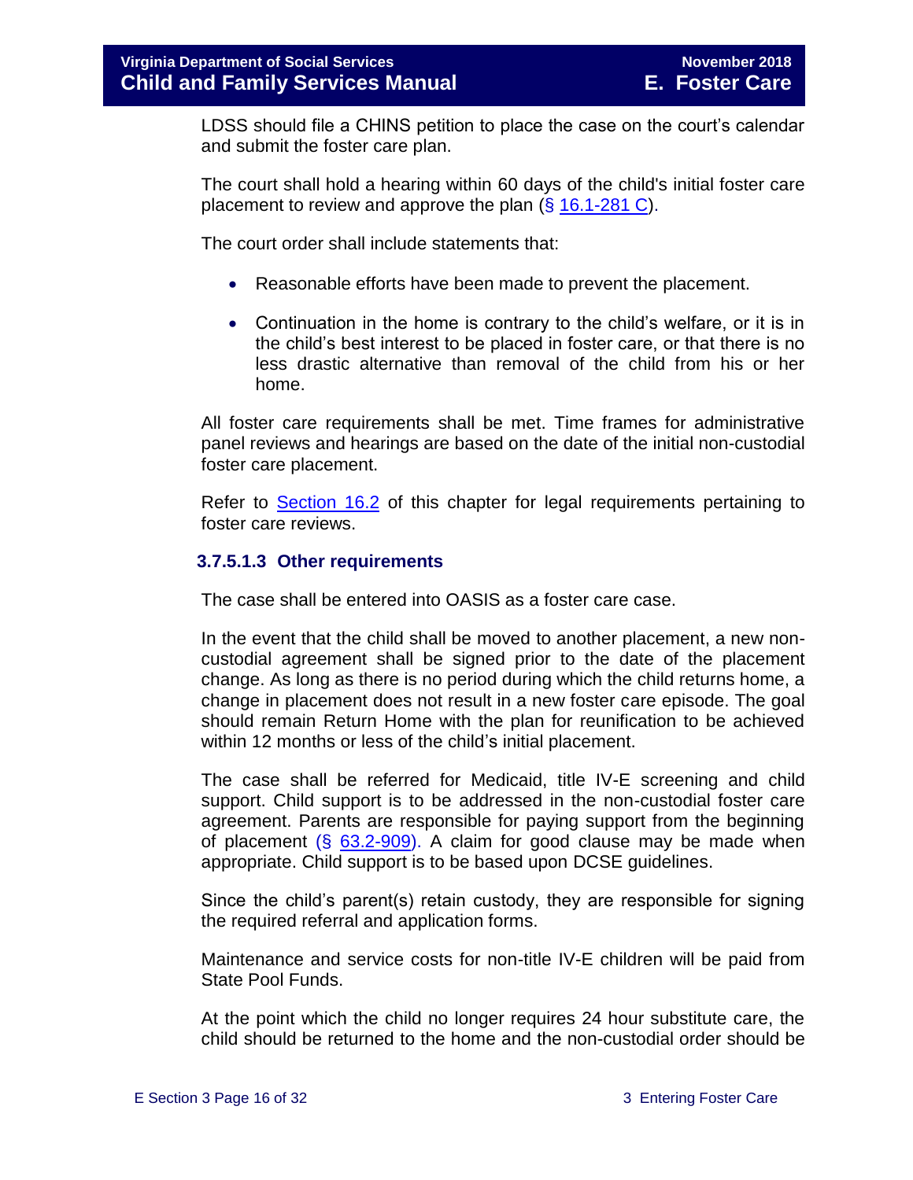LDSS should file a CHINS petition to place the case on the court's calendar and submit the foster care plan.

The court shall hold a hearing within 60 days of the child's initial foster care placement to review and approve the plan (§ 16.1-281 C).

The court order shall include statements that:

- Reasonable efforts have been made to prevent the placement.
- Continuation in the home is contrary to the child's welfare, or it is in the child's best interest to be placed in foster care, or that there is no less drastic alternative than removal of the child from his or her home.

All foster care requirements shall be met. Time frames for administrative panel reviews and hearings are based on the date of the initial non-custodial foster care placement.

Refer to Section 16.2 of this chapter for legal requirements pertaining to foster care reviews.

### 3.7.5.1.3 Other requirements

The case shall be entered into OASIS as a foster care case.

In the event that the child shall be moved to another placement, a new non-custodial agreement shall be signed prior to the date of the placement change. As long as there is no period during which the child returns home, a change in placement does not result in a new foster care episode. The goal should remain Return Home with the plan for reunification to be achieved within 12 months or less of the child's initial placement.

The case shall be referred for Medicaid, title IV-E screening and child support. Child support is to be addressed in the non-custodial foster care agreement. Parents are responsible for paying support from the beginning of placement (§ 63.2-909). A claim for good clause may be made when appropriate. Child support is to be based upon DCSE guidelines.

Since the child's parent(s) retain custody, they are responsible for signing the required referral and application forms.

Maintenance and service costs for non-title IV-E children will be paid from State Pool Funds.

At the point which the child no longer requires 24 hour substitute care, the child should be returned to the home and the non-custodial order should be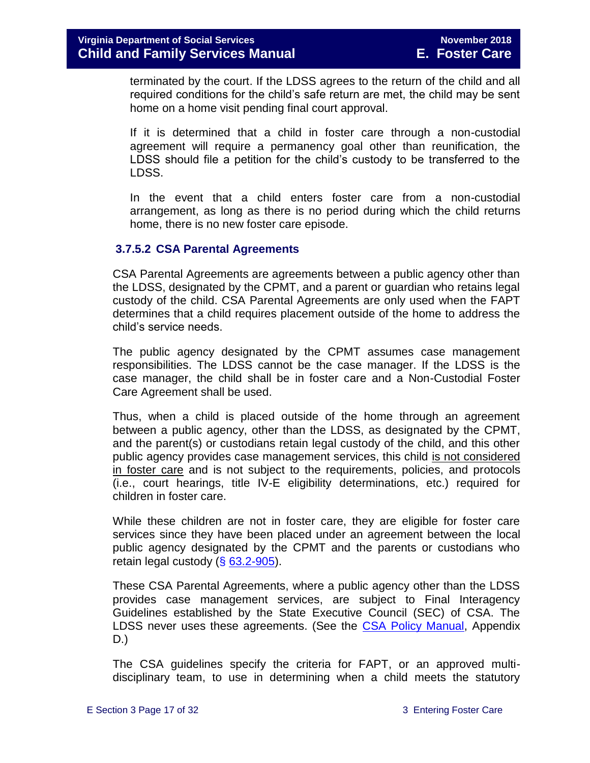terminated by the court. If the LDSS agrees to the return of the child and all required conditions for the child's safe return are met, the child may be sent home on a home visit pending final court approval.

If it is determined that a child in foster care through a non-custodial agreement will require a permanency goal other than reunification, the LDSS should file a petition for the child's custody to be transferred to the LDSS.

In the event that a child enters foster care from a non-custodial arrangement, as long as there is no period during which the child returns home, there is no new foster care episode.

### 3.7.5.2 CSA Parental Agreements

CSA Parental Agreements are agreements between a public agency other than the LDSS, designated by the CPMT, and a parent or guardian who retains legal custody of the child. CSA Parental Agreements are only used when the FAPT determines that a child requires placement outside of the home to address the child's service needs.

The public agency designated by the CPMT assumes case management responsibilities. The LDSS cannot be the case manager. If the LDSS is the case manager, the child shall be in foster care and a Non-Custodial Foster Care Agreement shall be used.

Thus, when a child is placed outside of the home through an agreement between a public agency, other than the LDSS, as designated by the CPMT, and the parent(s) or custodians retain legal custody of the child, and this other public agency provides case management services, this child is not considered in foster care and is not subject to the requirements, policies, and protocols (i.e., court hearings, title IV-E eligibility determinations, etc.) required for children in foster care.

While these children are not in foster care, they are eligible for foster care services since they have been placed under an agreement between the local public agency designated by the CPMT and the parents or custodians who retain legal custody (§ 63.2-905).

These CSA Parental Agreements, where a public agency other than the LDSS provides case management services, are subject to Final Interagency Guidelines established by the State Executive Council (SEC) of CSA. The LDSS never uses these agreements. (See the CSA Policy Manual, Appendix D.)

The CSA guidelines specify the criteria for FAPT, or an approved multi-disciplinary team, to use in determining when a child meets the statutory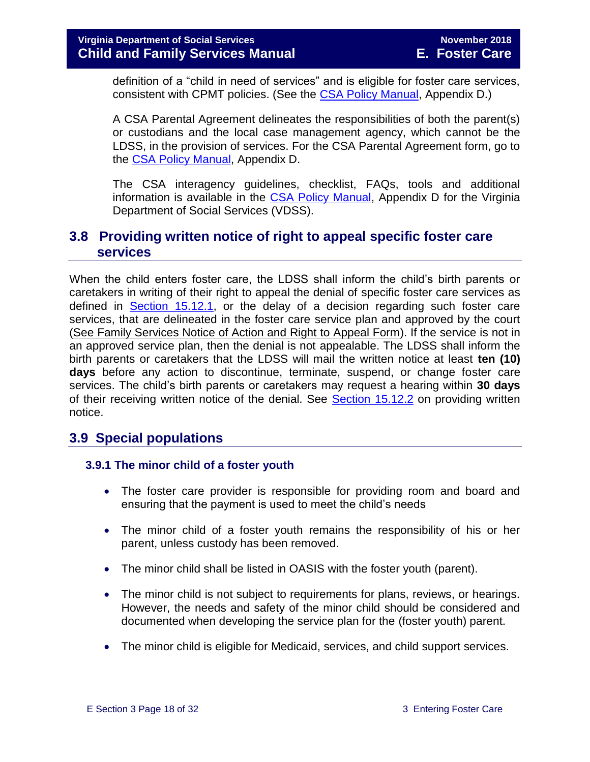definition of a "child in need of services" and is eligible for foster care services, consistent with CPMT policies. (See the CSA Policy Manual, Appendix D.)

A CSA Parental Agreement delineates the responsibilities of both the parent(s) or custodians and the local case management agency, which cannot be the LDSS, in the provision of services. For the CSA Parental Agreement form, go to the CSA Policy Manual, Appendix D.

The CSA interagency guidelines, checklist, FAQs, tools and additional information is available in the CSA Policy Manual, Appendix D for the Virginia Department of Social Services (VDSS).

## 3.8 Providing written notice of right to appeal specific foster care services

When the child enters foster care, the LDSS shall inform the child's birth parents or caretakers in writing of their right to appeal the denial of specific foster care services as defined in Section 15.12.1, or the delay of a decision regarding such foster care services, that are delineated in the foster care service plan and approved by the court (See Family Services Notice of Action and Right to Appeal Form). If the service is not in an approved service plan, then the denial is not appealable. The LDSS shall inform the birth parents or caretakers that the LDSS will mail the written notice at least **ten (10) days** before any action to discontinue, terminate, suspend, or change foster care services. The child's birth parents or caretakers may request a hearing within **30 days** of their receiving written notice of the denial. See Section 15.12.2 on providing written notice.

## 3.9 Special populations

### 3.9.1 The minor child of a foster youth

- The foster care provider is responsible for providing room and board and ensuring that the payment is used to meet the child's needs
- The minor child of a foster youth remains the responsibility of his or her parent, unless custody has been removed.
- The minor child shall be listed in OASIS with the foster youth (parent).
- The minor child is not subject to requirements for plans, reviews, or hearings. However, the needs and safety of the minor child should be considered and documented when developing the service plan for the (foster youth) parent.
- The minor child is eligible for Medicaid, services, and child support services.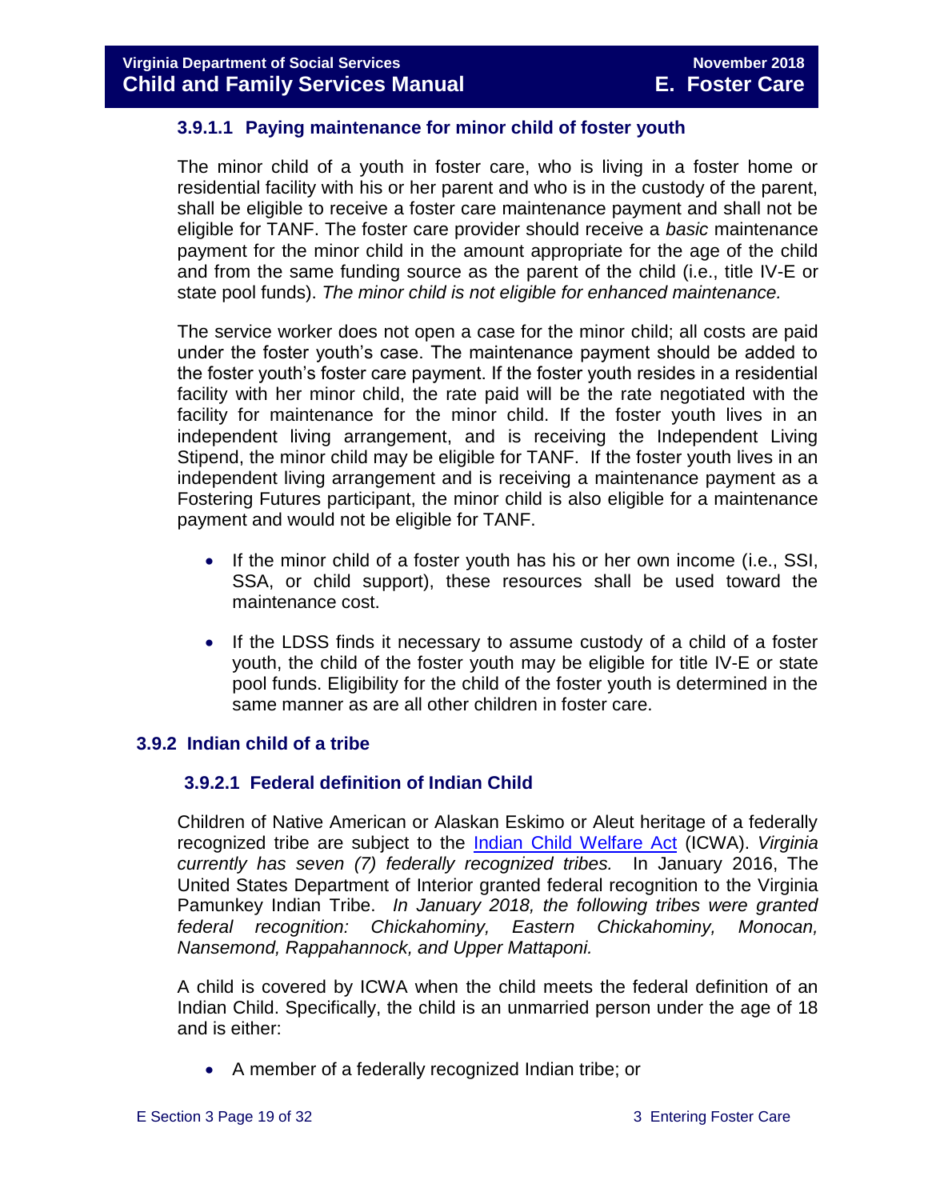#### 3.9.1.1 Paying maintenance for minor child of foster youth

The minor child of a youth in foster care, who is living in a foster home or residential facility with his or her parent and who is in the custody of the parent, shall be eligible to receive a foster care maintenance payment and shall not be eligible for TANF. The foster care provider should receive a *basic* maintenance payment for the minor child in the amount appropriate for the age of the child and from the same funding source as the parent of the child (i.e., title IV-E or state pool funds). *The minor child is not eligible for enhanced maintenance.*

The service worker does not open a case for the minor child; all costs are paid under the foster youth's case. The maintenance payment should be added to the foster youth's foster care payment. If the foster youth resides in a residential facility with her minor child, the rate paid will be the rate negotiated with the facility for maintenance for the minor child. If the foster youth lives in an independent living arrangement, and is receiving the Independent Living Stipend, the minor child may be eligible for TANF. If the foster youth lives in an independent living arrangement and is receiving a maintenance payment as a Fostering Futures participant, the minor child is also eligible for a maintenance payment and would not be eligible for TANF.

- If the minor child of a foster youth has his or her own income (i.e., SSI, SSA, or child support), these resources shall be used toward the maintenance cost.
- If the LDSS finds it necessary to assume custody of a child of a foster youth, the child of the foster youth may be eligible for title IV-E or state pool funds. Eligibility for the child of the foster youth is determined in the same manner as are all other children in foster care.

### 3.9.2 Indian child of a tribe

#### 3.9.2.1 Federal definition of Indian Child

Children of Native American or Alaskan Eskimo or Aleut heritage of a federally recognized tribe are subject to the [Indian Child Welfare Act](#) (ICWA). *Virginia currently has seven (7) federally recognized tribes.* In January 2016, The United States Department of Interior granted federal recognition to the Virginia Pamunkey Indian Tribe. *In January 2018, the following tribes were granted federal recognition: Chickahominy, Eastern Chickahominy, Monocan, Nansemond, Rappahannock, and Upper Mattaponi.*

A child is covered by ICWA when the child meets the federal definition of an Indian Child. Specifically, the child is an unmarried person under the age of 18 and is either:

- A member of a federally recognized Indian tribe; or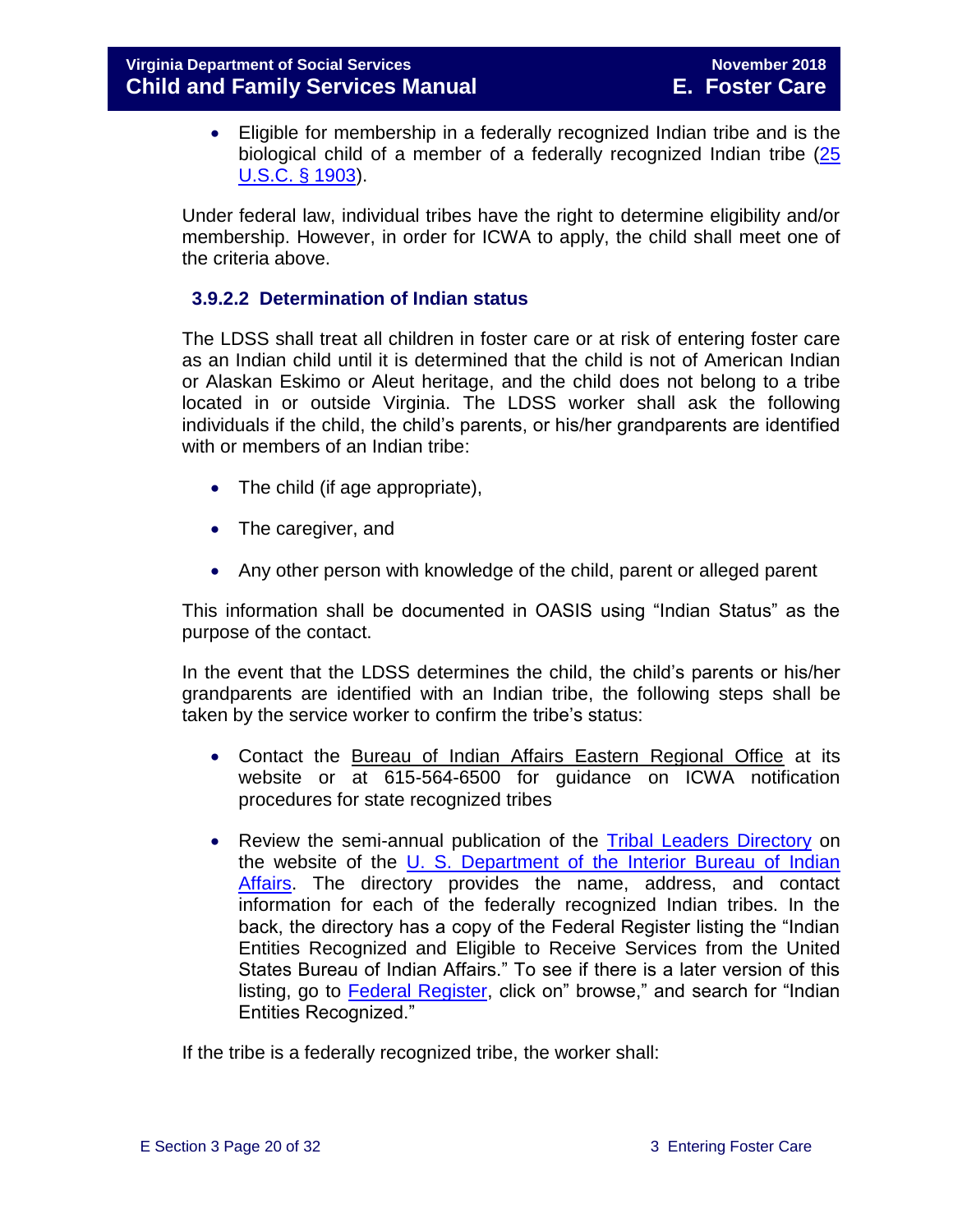- Eligible for membership in a federally recognized Indian tribe and is the biological child of a member of a federally recognized Indian tribe ([25 U.S.C. § 1903](#)).

Under federal law, individual tribes have the right to determine eligibility and/or membership. However, in order for ICWA to apply, the child shall meet one of the criteria above.

### 3.9.2.2 Determination of Indian status

The LDSS shall treat all children in foster care or at risk of entering foster care as an Indian child until it is determined that the child is not of American Indian or Alaskan Eskimo or Aleut heritage, and the child does not belong to a tribe located in or outside Virginia. The LDSS worker shall ask the following individuals if the child, the child's parents, or his/her grandparents are identified with or members of an Indian tribe:

- The child (if age appropriate),
- The caregiver, and
- Any other person with knowledge of the child, parent or alleged parent

This information shall be documented in OASIS using "Indian Status" as the purpose of the contact.

In the event that the LDSS determines the child, the child's parents or his/her grandparents are identified with an Indian tribe, the following steps shall be taken by the service worker to confirm the tribe's status:

- Contact the Bureau of Indian Affairs Eastern Regional Office at its website or at 615-564-6500 for guidance on ICWA notification procedures for state recognized tribes
- Review the semi-annual publication of the [Tribal Leaders Directory](#) on the website of the [U. S. Department of the Interior Bureau of Indian Affairs](#). The directory provides the name, address, and contact information for each of the federally recognized Indian tribes. In the back, the directory has a copy of the Federal Register listing the "Indian Entities Recognized and Eligible to Receive Services from the United States Bureau of Indian Affairs." To see if there is a later version of this listing, go to [Federal Register](#), click on" browse," and search for "Indian Entities Recognized."

If the tribe is a federally recognized tribe, the worker shall: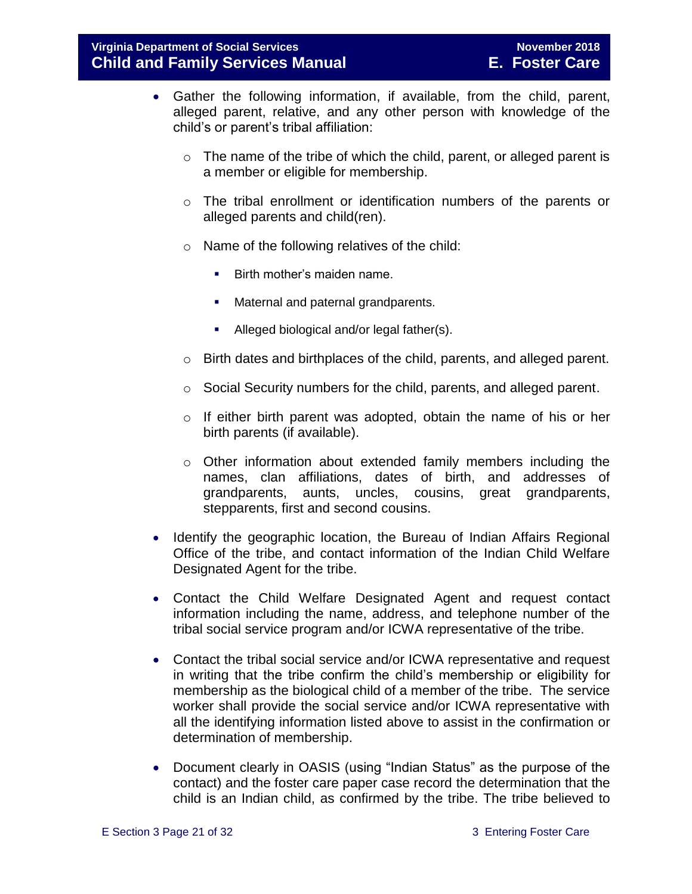- Gather the following information, if available, from the child, parent, alleged parent, relative, and any other person with knowledge of the child's or parent's tribal affiliation:
  - The name of the tribe of which the child, parent, or alleged parent is a member or eligible for membership.
  - The tribal enrollment or identification numbers of the parents or alleged parents and child(ren).
  - Name of the following relatives of the child:
    - Birth mother's maiden name.
    - Maternal and paternal grandparents.
    - Alleged biological and/or legal father(s).
  - Birth dates and birthplaces of the child, parents, and alleged parent.
  - Social Security numbers for the child, parents, and alleged parent.
  - If either birth parent was adopted, obtain the name of his or her birth parents (if available).
  - Other information about extended family members including the names, clan affiliations, dates of birth, and addresses of grandparents, aunts, uncles, cousins, great grandparents, stepparents, first and second cousins.
- Identify the geographic location, the Bureau of Indian Affairs Regional Office of the tribe, and contact information of the Indian Child Welfare Designated Agent for the tribe.
- Contact the Child Welfare Designated Agent and request contact information including the name, address, and telephone number of the tribal social service program and/or ICWA representative of the tribe.
- Contact the tribal social service and/or ICWA representative and request in writing that the tribe confirm the child's membership or eligibility for membership as the biological child of a member of the tribe. The service worker shall provide the social service and/or ICWA representative with all the identifying information listed above to assist in the confirmation or determination of membership.
- Document clearly in OASIS (using "Indian Status" as the purpose of the contact) and the foster care paper case record the determination that the child is an Indian child, as confirmed by the tribe. The tribe believed to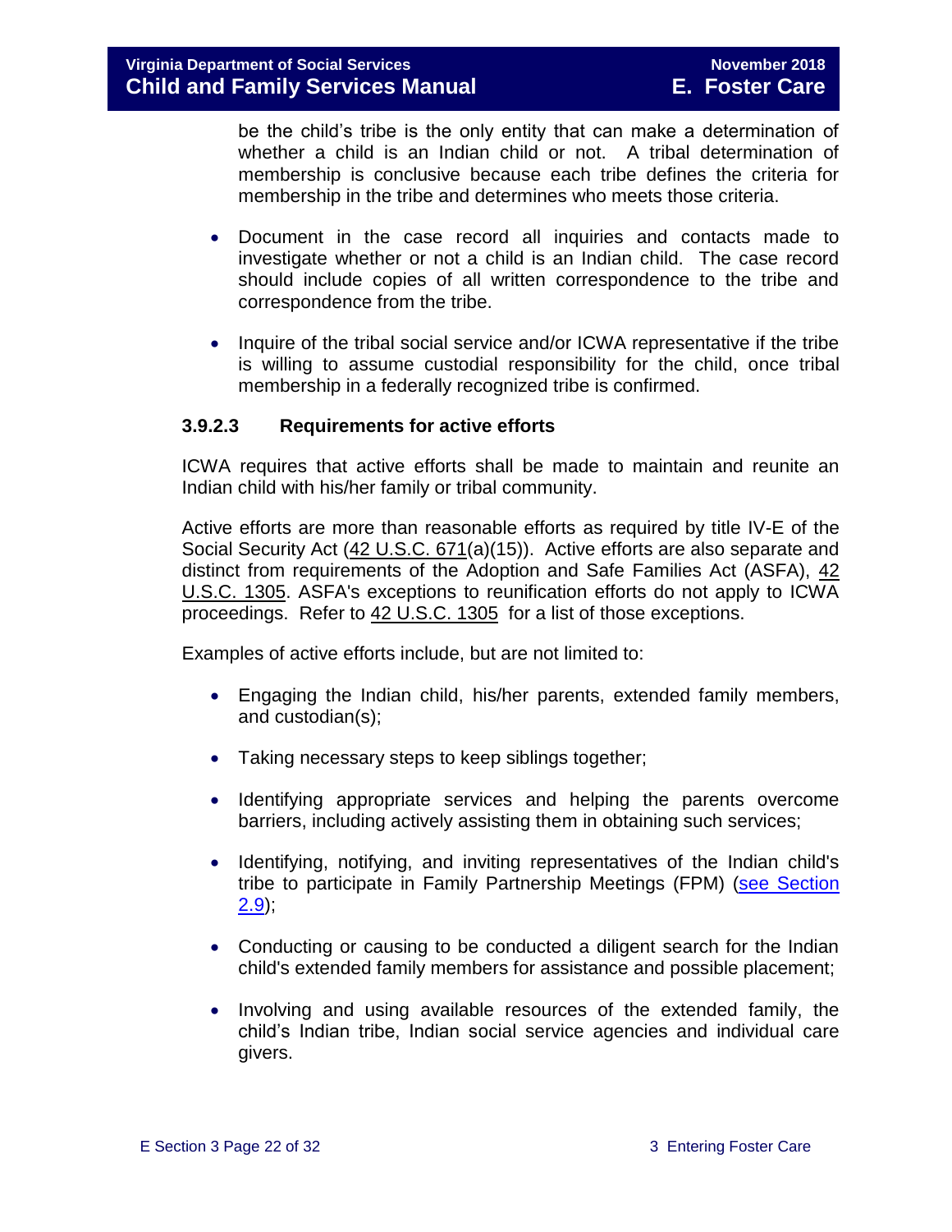be the child's tribe is the only entity that can make a determination of whether a child is an Indian child or not. A tribal determination of membership is conclusive because each tribe defines the criteria for membership in the tribe and determines who meets those criteria.

- Document in the case record all inquiries and contacts made to investigate whether or not a child is an Indian child. The case record should include copies of all written correspondence to the tribe and correspondence from the tribe.
- Inquire of the tribal social service and/or ICWA representative if the tribe is willing to assume custodial responsibility for the child, once tribal membership in a federally recognized tribe is confirmed.

### 3.9.2.3 Requirements for active efforts

ICWA requires that active efforts shall be made to maintain and reunite an Indian child with his/her family or tribal community.

Active efforts are more than reasonable efforts as required by title IV-E of the Social Security Act (42 U.S.C. 671(a)(15)). Active efforts are also separate and distinct from requirements of the Adoption and Safe Families Act (ASFA), 42 U.S.C. 1305. ASFA's exceptions to reunification efforts do not apply to ICWA proceedings. Refer to 42 U.S.C. 1305 for a list of those exceptions.

Examples of active efforts include, but are not limited to:

- Engaging the Indian child, his/her parents, extended family members, and custodian(s);
- Taking necessary steps to keep siblings together;
- Identifying appropriate services and helping the parents overcome barriers, including actively assisting them in obtaining such services;
- Identifying, notifying, and inviting representatives of the Indian child's tribe to participate in Family Partnership Meetings (FPM) (see Section 2.9);
- Conducting or causing to be conducted a diligent search for the Indian child's extended family members for assistance and possible placement;
- Involving and using available resources of the extended family, the child's Indian tribe, Indian social service agencies and individual care givers.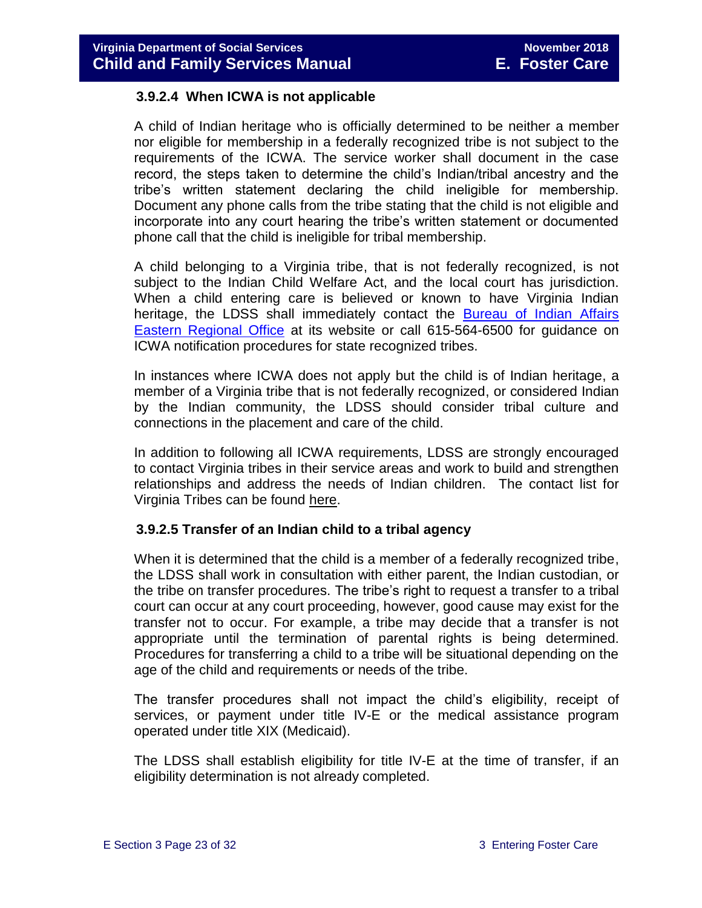### 3.9.2.4 When ICWA is not applicable

A child of Indian heritage who is officially determined to be neither a member nor eligible for membership in a federally recognized tribe is not subject to the requirements of the ICWA. The service worker shall document in the case record, the steps taken to determine the child's Indian/tribal ancestry and the tribe's written statement declaring the child ineligible for membership. Document any phone calls from the tribe stating that the child is not eligible and incorporate into any court hearing the tribe's written statement or documented phone call that the child is ineligible for tribal membership.

A child belonging to a Virginia tribe, that is not federally recognized, is not subject to the Indian Child Welfare Act, and the local court has jurisdiction. When a child entering care is believed or known to have Virginia Indian heritage, the LDSS shall immediately contact the Bureau of Indian Affairs Eastern Regional Office at its website or call 615-564-6500 for guidance on ICWA notification procedures for state recognized tribes.

In instances where ICWA does not apply but the child is of Indian heritage, a member of a Virginia tribe that is not federally recognized, or considered Indian by the Indian community, the LDSS should consider tribal culture and connections in the placement and care of the child.

In addition to following all ICWA requirements, LDSS are strongly encouraged to contact Virginia tribes in their service areas and work to build and strengthen relationships and address the needs of Indian children. The contact list for Virginia Tribes can be found here.

### 3.9.2.5 Transfer of an Indian child to a tribal agency

When it is determined that the child is a member of a federally recognized tribe, the LDSS shall work in consultation with either parent, the Indian custodian, or the tribe on transfer procedures. The tribe's right to request a transfer to a tribal court can occur at any court proceeding, however, good cause may exist for the transfer not to occur. For example, a tribe may decide that a transfer is not appropriate until the termination of parental rights is being determined. Procedures for transferring a child to a tribe will be situational depending on the age of the child and requirements or needs of the tribe.

The transfer procedures shall not impact the child's eligibility, receipt of services, or payment under title IV-E or the medical assistance program operated under title XIX (Medicaid).

The LDSS shall establish eligibility for title IV-E at the time of transfer, if an eligibility determination is not already completed.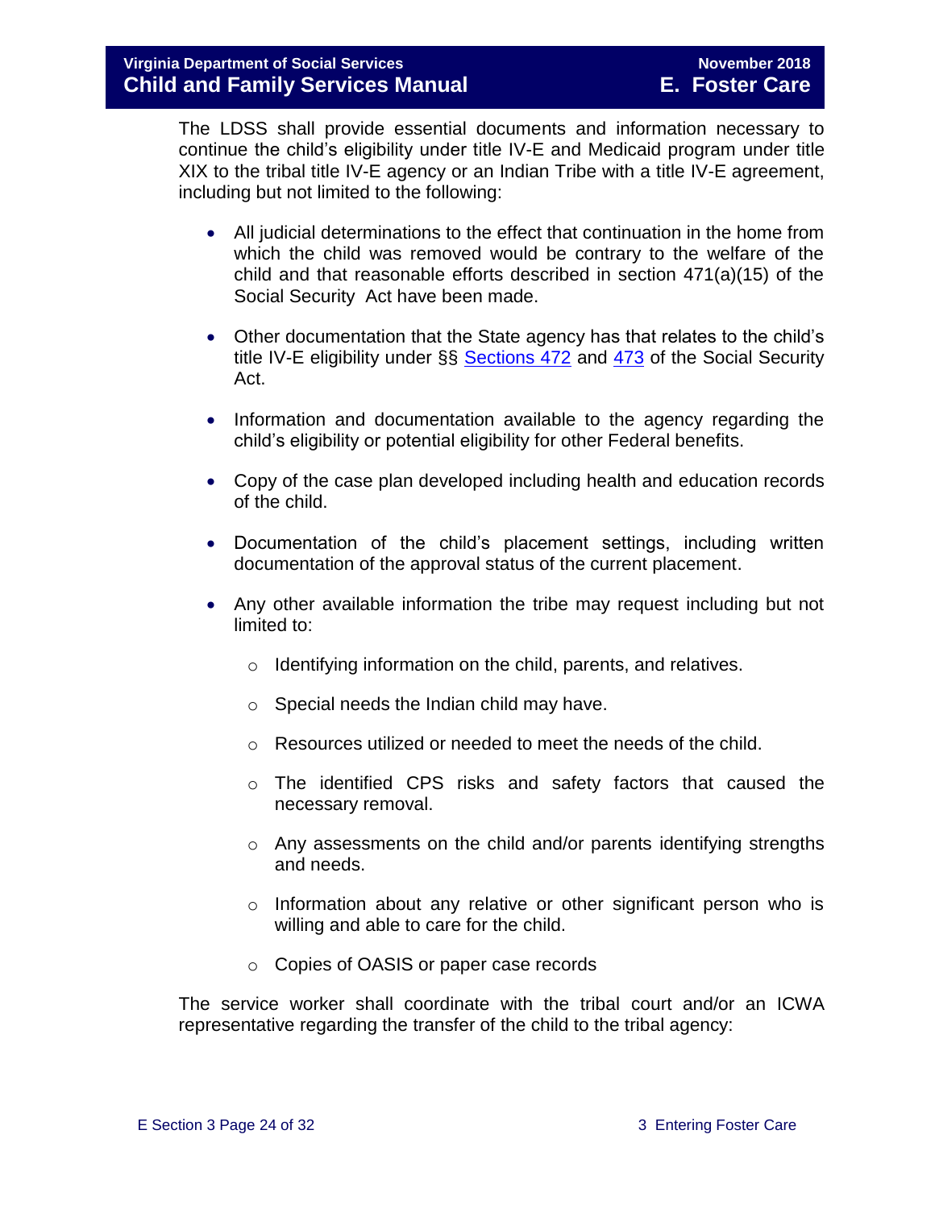The LDSS shall provide essential documents and information necessary to continue the child's eligibility under title IV-E and Medicaid program under title XIX to the tribal title IV-E agency or an Indian Tribe with a title IV-E agreement, including but not limited to the following:

- All judicial determinations to the effect that continuation in the home from which the child was removed would be contrary to the welfare of the child and that reasonable efforts described in section 471(a)(15) of the Social Security Act have been made.
- Other documentation that the State agency has that relates to the child's title IV-E eligibility under §§ Sections 472 and 473 of the Social Security Act.
- Information and documentation available to the agency regarding the child's eligibility or potential eligibility for other Federal benefits.
- Copy of the case plan developed including health and education records of the child.
- Documentation of the child's placement settings, including written documentation of the approval status of the current placement.
- Any other available information the tribe may request including but not limited to:
    - Identifying information on the child, parents, and relatives.
    - Special needs the Indian child may have.
    - Resources utilized or needed to meet the needs of the child.
    - The identified CPS risks and safety factors that caused the necessary removal.
    - Any assessments on the child and/or parents identifying strengths and needs.
    - Information about any relative or other significant person who is willing and able to care for the child.
    - Copies of OASIS or paper case records

The service worker shall coordinate with the tribal court and/or an ICWA representative regarding the transfer of the child to the tribal agency: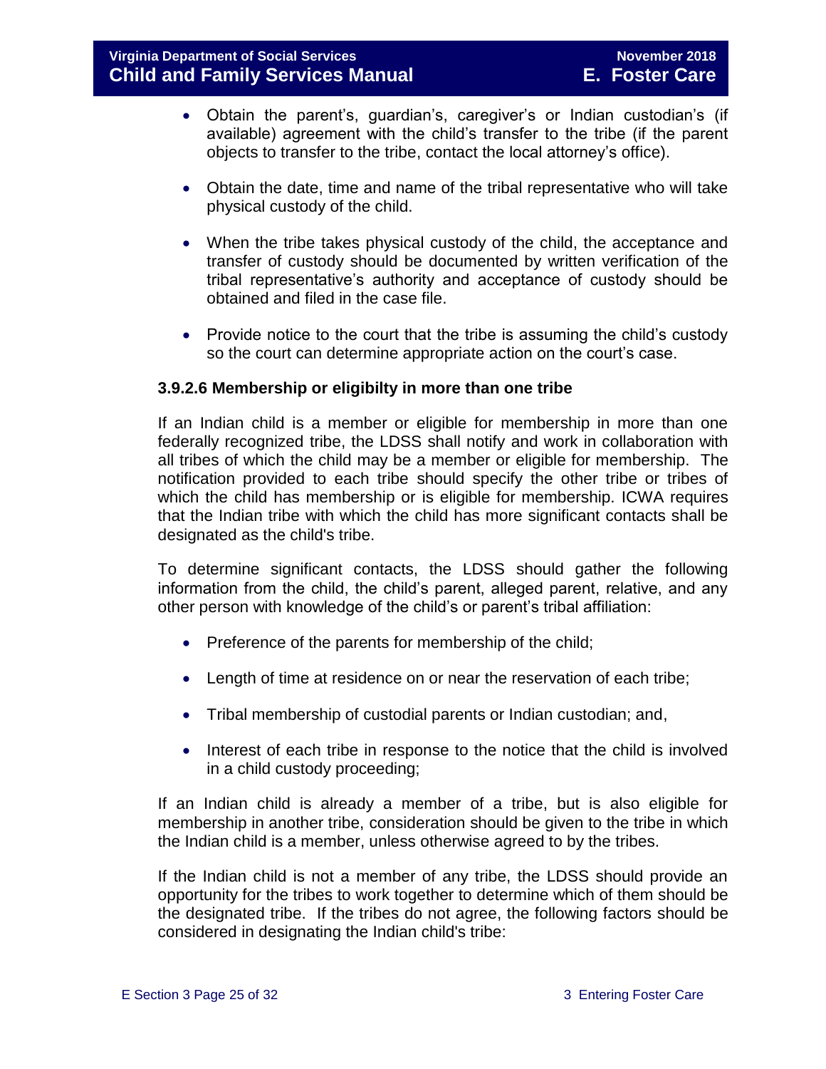- Obtain the parent's, guardian's, caregiver's or Indian custodian's (if available) agreement with the child's transfer to the tribe (if the parent objects to transfer to the tribe, contact the local attorney's office).

- Obtain the date, time and name of the tribal representative who will take physical custody of the child.

- When the tribe takes physical custody of the child, the acceptance and transfer of custody should be documented by written verification of the tribal representative's authority and acceptance of custody should be obtained and filed in the case file.

- Provide notice to the court that the tribe is assuming the child's custody so the court can determine appropriate action on the court's case.

#### 3.9.2.6 Membership or eligibilty in more than one tribe

If an Indian child is a member or eligible for membership in more than one federally recognized tribe, the LDSS shall notify and work in collaboration with all tribes of which the child may be a member or eligible for membership. The notification provided to each tribe should specify the other tribe or tribes of which the child has membership or is eligible for membership. ICWA requires that the Indian tribe with which the child has more significant contacts shall be designated as the child's tribe.

To determine significant contacts, the LDSS should gather the following information from the child, the child's parent, alleged parent, relative, and any other person with knowledge of the child's or parent's tribal affiliation:

- Preference of the parents for membership of the child;

- Length of time at residence on or near the reservation of each tribe;

- Tribal membership of custodial parents or Indian custodian; and,

- Interest of each tribe in response to the notice that the child is involved in a child custody proceeding;

If an Indian child is already a member of a tribe, but is also eligible for membership in another tribe, consideration should be given to the tribe in which the Indian child is a member, unless otherwise agreed to by the tribes.

If the Indian child is not a member of any tribe, the LDSS should provide an opportunity for the tribes to work together to determine which of them should be the designated tribe. If the tribes do not agree, the following factors should be considered in designating the Indian child's tribe: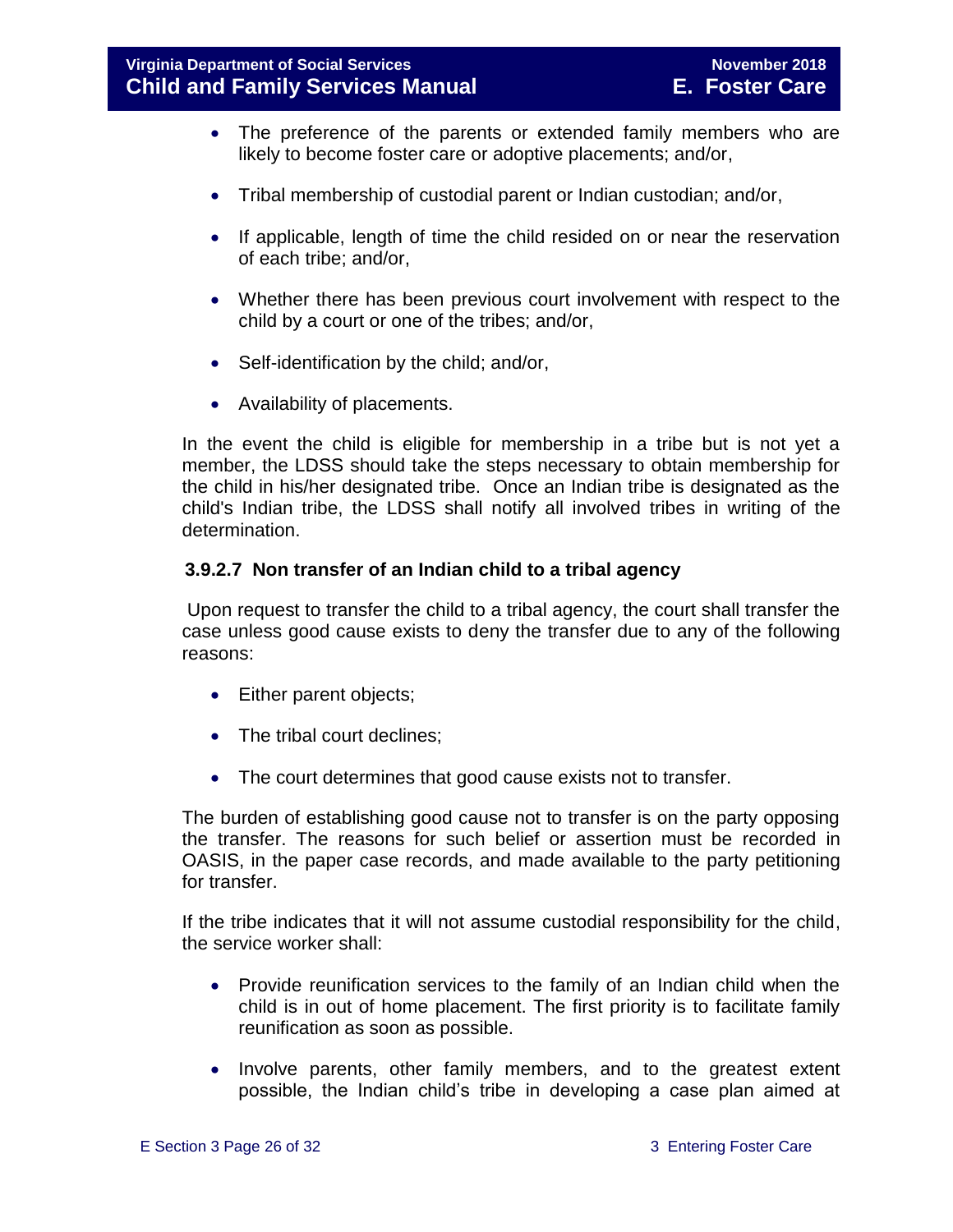- The preference of the parents or extended family members who are likely to become foster care or adoptive placements; and/or,
- Tribal membership of custodial parent or Indian custodian; and/or,
- If applicable, length of time the child resided on or near the reservation of each tribe; and/or,
- Whether there has been previous court involvement with respect to the child by a court or one of the tribes; and/or,
- Self-identification by the child; and/or,
- Availability of placements.

In the event the child is eligible for membership in a tribe but is not yet a member, the LDSS should take the steps necessary to obtain membership for the child in his/her designated tribe. Once an Indian tribe is designated as the child's Indian tribe, the LDSS shall notify all involved tribes in writing of the determination.

### 3.9.2.7 Non transfer of an Indian child to a tribal agency

Upon request to transfer the child to a tribal agency, the court shall transfer the case unless good cause exists to deny the transfer due to any of the following reasons:

- Either parent objects;
- The tribal court declines;
- The court determines that good cause exists not to transfer.

The burden of establishing good cause not to transfer is on the party opposing the transfer. The reasons for such belief or assertion must be recorded in OASIS, in the paper case records, and made available to the party petitioning for transfer.

If the tribe indicates that it will not assume custodial responsibility for the child, the service worker shall:

- Provide reunification services to the family of an Indian child when the child is in out of home placement. The first priority is to facilitate family reunification as soon as possible.
- Involve parents, other family members, and to the greatest extent possible, the Indian child's tribe in developing a case plan aimed at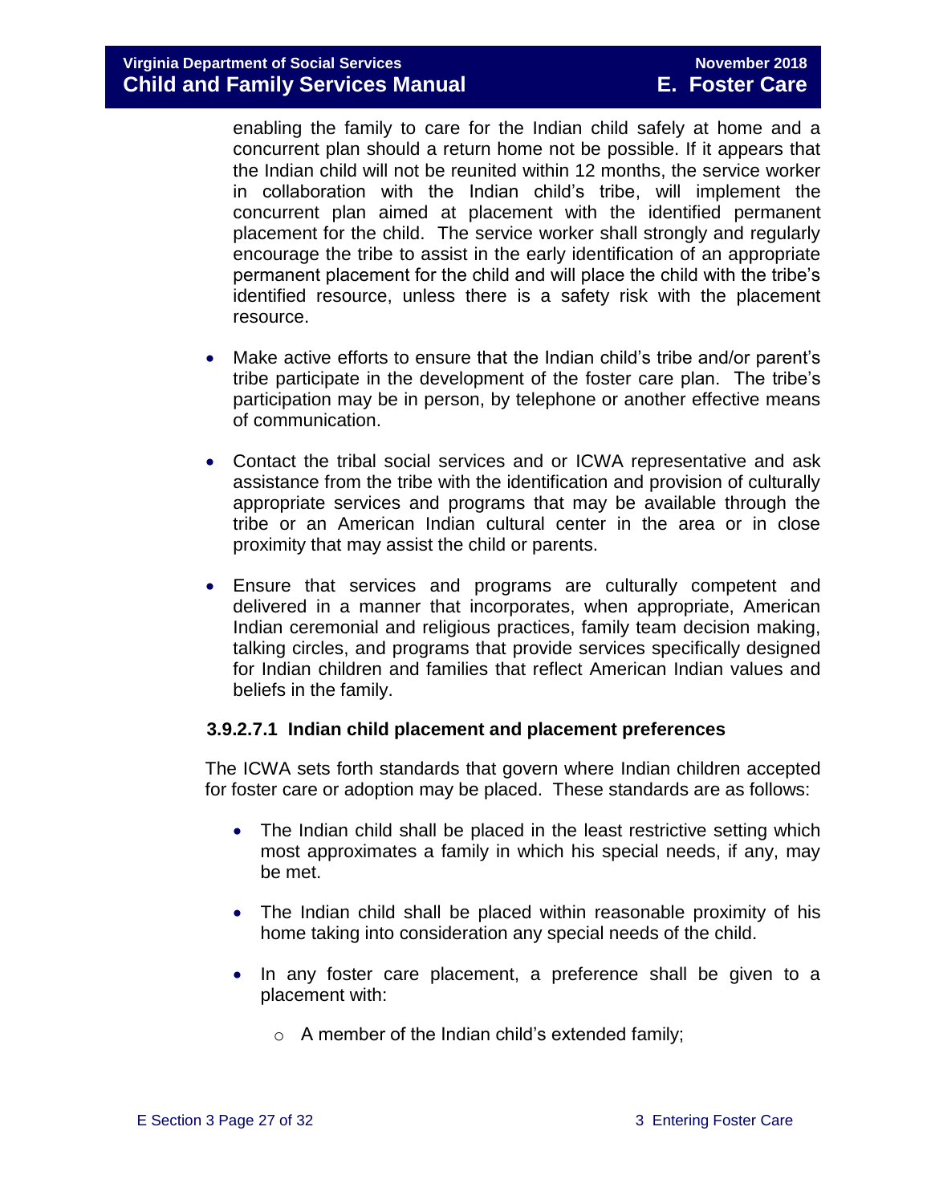enabling the family to care for the Indian child safely at home and a concurrent plan should a return home not be possible. If it appears that the Indian child will not be reunited within 12 months, the service worker in collaboration with the Indian child's tribe, will implement the concurrent plan aimed at placement with the identified permanent placement for the child. The service worker shall strongly and regularly encourage the tribe to assist in the early identification of an appropriate permanent placement for the child and will place the child with the tribe's identified resource, unless there is a safety risk with the placement resource.

- Make active efforts to ensure that the Indian child's tribe and/or parent's tribe participate in the development of the foster care plan. The tribe's participation may be in person, by telephone or another effective means of communication.
- Contact the tribal social services and or ICWA representative and ask assistance from the tribe with the identification and provision of culturally appropriate services and programs that may be available through the tribe or an American Indian cultural center in the area or in close proximity that may assist the child or parents.
- Ensure that services and programs are culturally competent and delivered in a manner that incorporates, when appropriate, American Indian ceremonial and religious practices, family team decision making, talking circles, and programs that provide services specifically designed for Indian children and families that reflect American Indian values and beliefs in the family.

#### 3.9.2.7.1 Indian child placement and placement preferences

The ICWA sets forth standards that govern where Indian children accepted for foster care or adoption may be placed. These standards are as follows:

- The Indian child shall be placed in the least restrictive setting which most approximates a family in which his special needs, if any, may be met.
- The Indian child shall be placed within reasonable proximity of his home taking into consideration any special needs of the child.
- In any foster care placement, a preference shall be given to a placement with:
  - A member of the Indian child's extended family;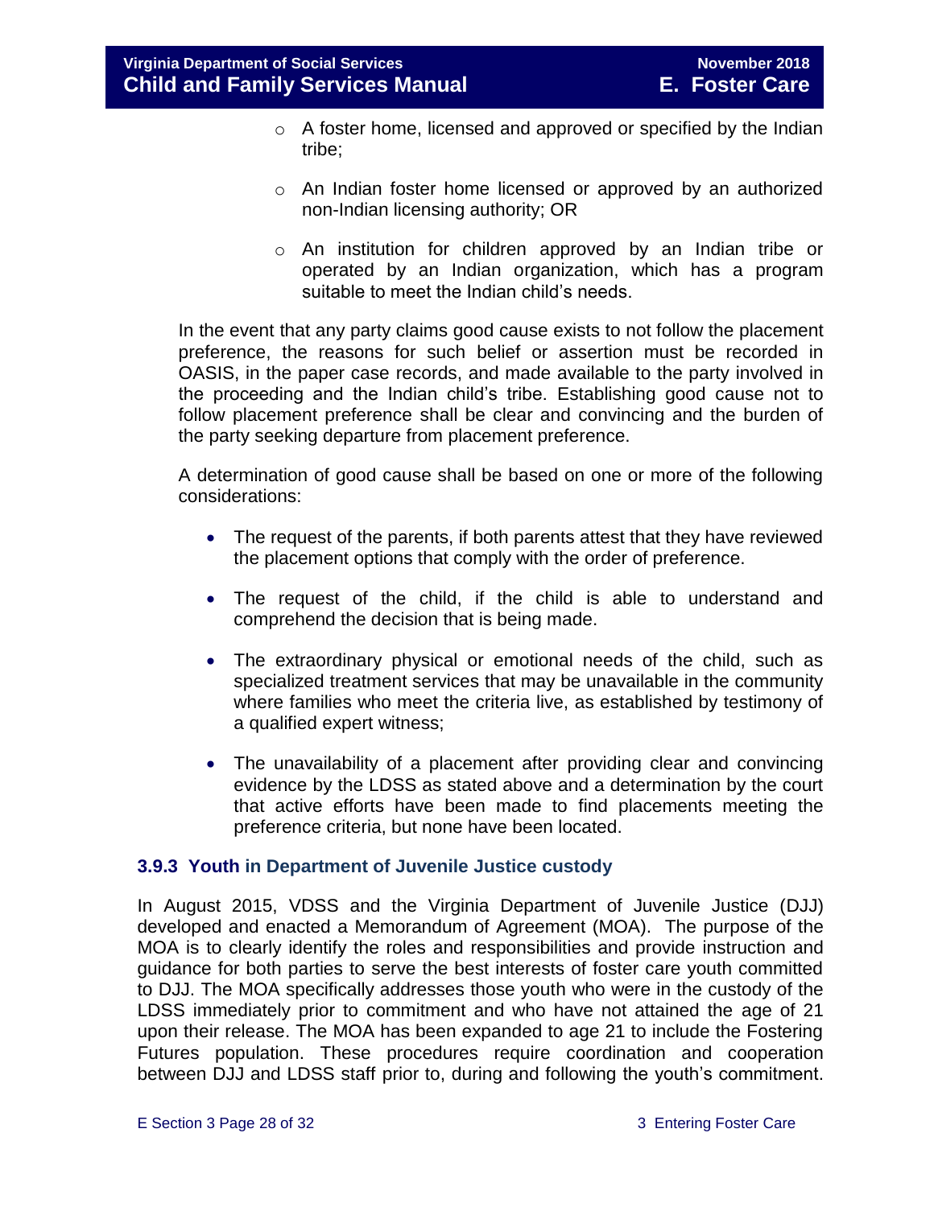- A foster home, licensed and approved or specified by the Indian tribe;

  - An Indian foster home licensed or approved by an authorized non-Indian licensing authority; OR

  - An institution for children approved by an Indian tribe or operated by an Indian organization, which has a program suitable to meet the Indian child's needs.

In the event that any party claims good cause exists to not follow the placement preference, the reasons for such belief or assertion must be recorded in OASIS, in the paper case records, and made available to the party involved in the proceeding and the Indian child's tribe. Establishing good cause not to follow placement preference shall be clear and convincing and the burden of the party seeking departure from placement preference.

A determination of good cause shall be based on one or more of the following considerations:

- The request of the parents, if both parents attest that they have reviewed the placement options that comply with the order of preference.

- The request of the child, if the child is able to understand and comprehend the decision that is being made.

- The extraordinary physical or emotional needs of the child, such as specialized treatment services that may be unavailable in the community where families who meet the criteria live, as established by testimony of a qualified expert witness;

- The unavailability of a placement after providing clear and convincing evidence by the LDSS as stated above and a determination by the court that active efforts have been made to find placements meeting the preference criteria, but none have been located.

### 3.9.3 Youth in Department of Juvenile Justice custody

In August 2015, VDSS and the Virginia Department of Juvenile Justice (DJJ) developed and enacted a Memorandum of Agreement (MOA). The purpose of the MOA is to clearly identify the roles and responsibilities and provide instruction and guidance for both parties to serve the best interests of foster care youth committed to DJJ. The MOA specifically addresses those youth who were in the custody of the LDSS immediately prior to commitment and who have not attained the age of 21 upon their release. The MOA has been expanded to age 21 to include the Fostering Futures population. These procedures require coordination and cooperation between DJJ and LDSS staff prior to, during and following the youth's commitment.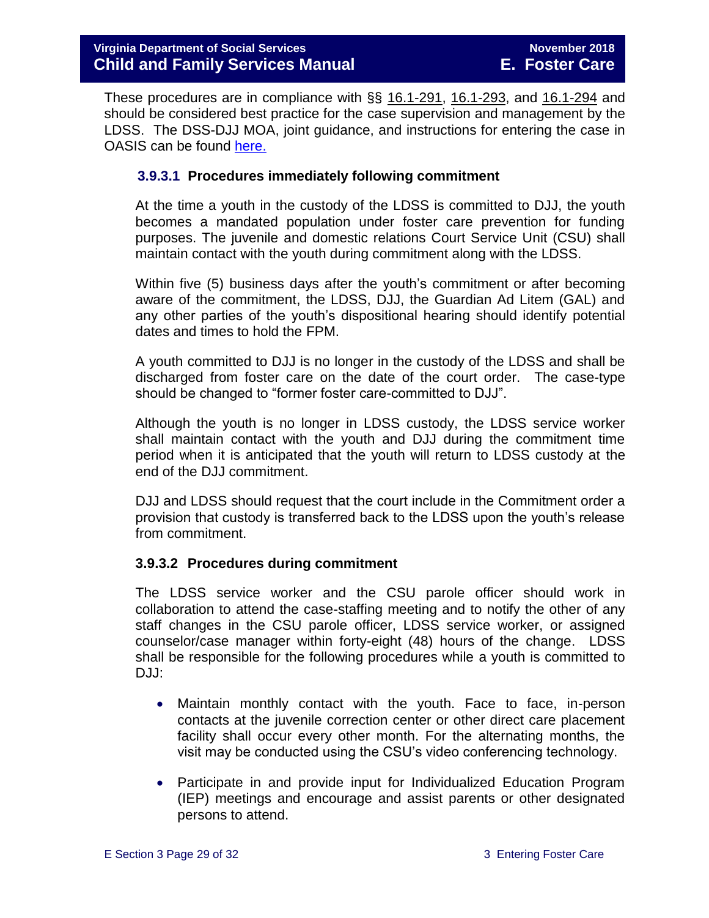These procedures are in compliance with §§ 16.1-291, 16.1-293, and 16.1-294 and should be considered best practice for the case supervision and management by the LDSS. The DSS-DJJ MOA, joint guidance, and instructions for entering the case in OASIS can be found here.

#### 3.9.3.1 Procedures immediately following commitment

At the time a youth in the custody of the LDSS is committed to DJJ, the youth becomes a mandated population under foster care prevention for funding purposes. The juvenile and domestic relations Court Service Unit (CSU) shall maintain contact with the youth during commitment along with the LDSS.

Within five (5) business days after the youth's commitment or after becoming aware of the commitment, the LDSS, DJJ, the Guardian Ad Litem (GAL) and any other parties of the youth's dispositional hearing should identify potential dates and times to hold the FPM.

A youth committed to DJJ is no longer in the custody of the LDSS and shall be discharged from foster care on the date of the court order. The case-type should be changed to "former foster care-committed to DJJ".

Although the youth is no longer in LDSS custody, the LDSS service worker shall maintain contact with the youth and DJJ during the commitment time period when it is anticipated that the youth will return to LDSS custody at the end of the DJJ commitment.

DJJ and LDSS should request that the court include in the Commitment order a provision that custody is transferred back to the LDSS upon the youth's release from commitment.

#### 3.9.3.2 Procedures during commitment

The LDSS service worker and the CSU parole officer should work in collaboration to attend the case-staffing meeting and to notify the other of any staff changes in the CSU parole officer, LDSS service worker, or assigned counselor/case manager within forty-eight (48) hours of the change. LDSS shall be responsible for the following procedures while a youth is committed to DJJ:

- Maintain monthly contact with the youth. Face to face, in-person contacts at the juvenile correction center or other direct care placement facility shall occur every other month. For the alternating months, the visit may be conducted using the CSU's video conferencing technology.

- Participate in and provide input for Individualized Education Program (IEP) meetings and encourage and assist parents or other designated persons to attend.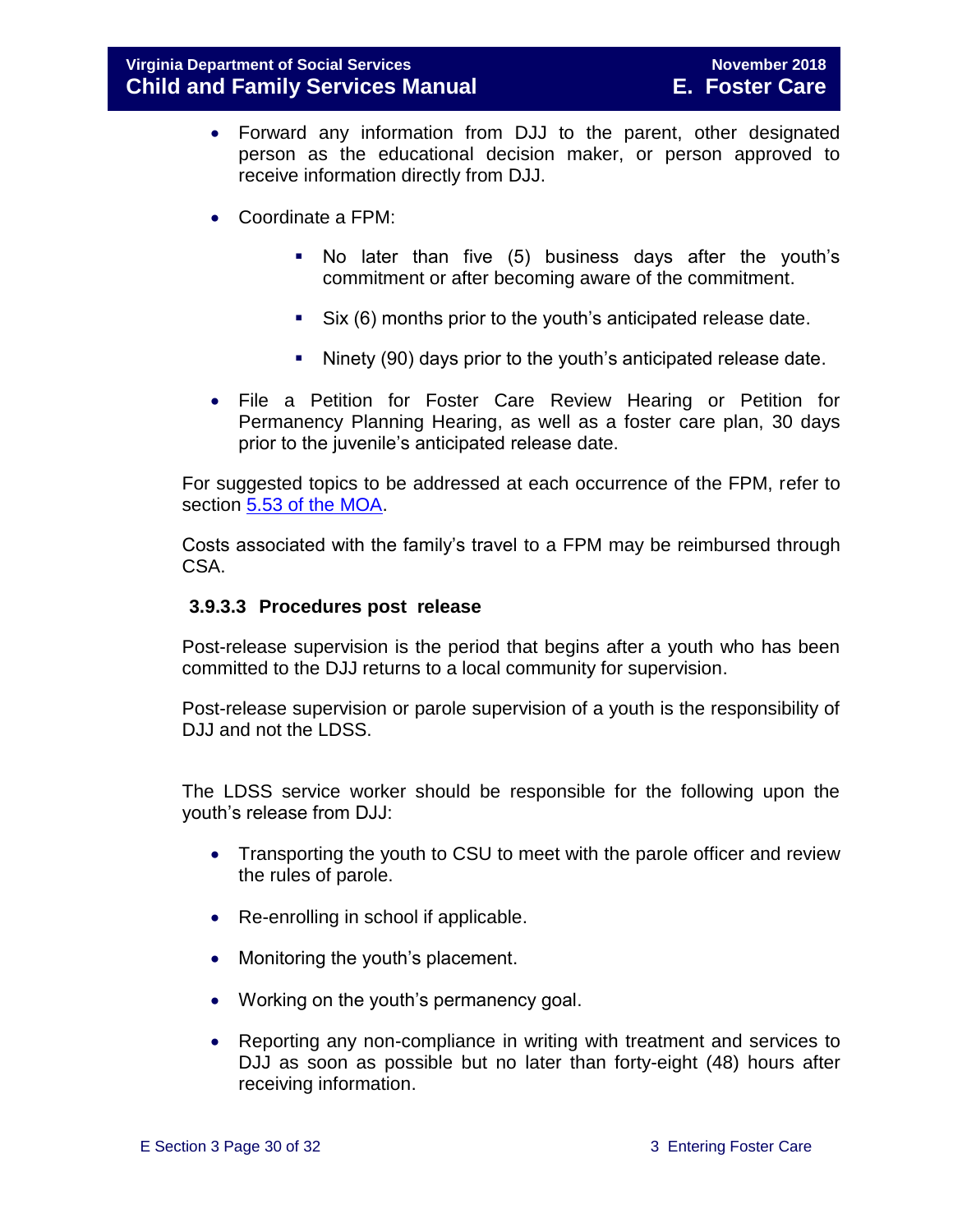- Forward any information from DJJ to the parent, other designated person as the educational decision maker, or person approved to receive information directly from DJJ.

- Coordinate a FPM:

    - No later than five (5) business days after the youth's commitment or after becoming aware of the commitment.

    - Six (6) months prior to the youth's anticipated release date.

    - Ninety (90) days prior to the youth's anticipated release date.

- File a Petition for Foster Care Review Hearing or Petition for Permanency Planning Hearing, as well as a foster care plan, 30 days prior to the juvenile's anticipated release date.

For suggested topics to be addressed at each occurrence of the FPM, refer to section [5.53 of the MOA](#).

Costs associated with the family's travel to a FPM may be reimbursed through CSA.

### 3.9.3.3 Procedures post release

Post-release supervision is the period that begins after a youth who has been committed to the DJJ returns to a local community for supervision.

Post-release supervision or parole supervision of a youth is the responsibility of DJJ and not the LDSS.

The LDSS service worker should be responsible for the following upon the youth's release from DJJ:

- Transporting the youth to CSU to meet with the parole officer and review the rules of parole.

- Re-enrolling in school if applicable.

- Monitoring the youth's placement.

- Working on the youth's permanency goal.

- Reporting any non-compliance in writing with treatment and services to DJJ as soon as possible but no later than forty-eight (48) hours after receiving information.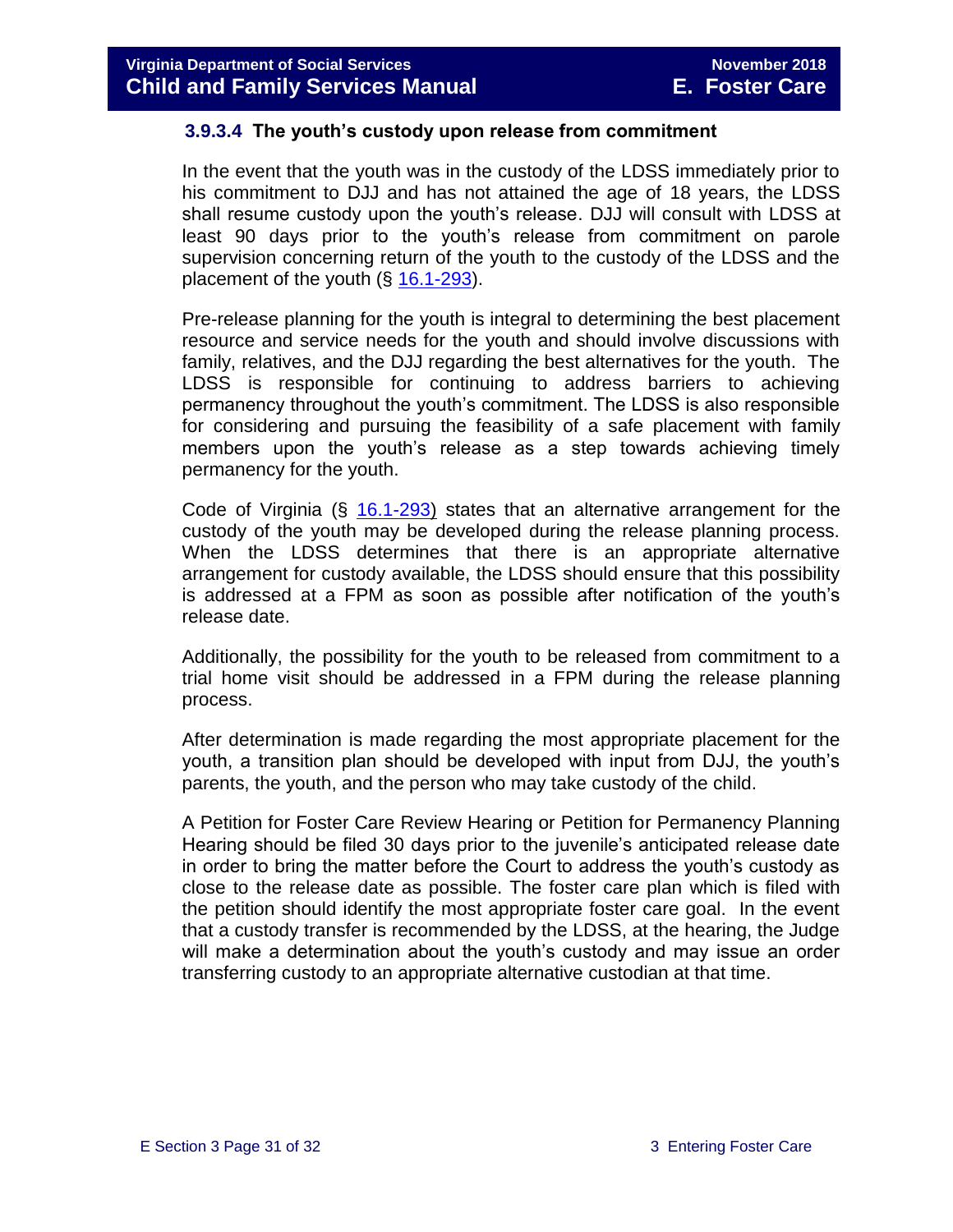#### 3.9.3.4 The youth's custody upon release from commitment

In the event that the youth was in the custody of the LDSS immediately prior to his commitment to DJJ and has not attained the age of 18 years, the LDSS shall resume custody upon the youth's release. DJJ will consult with LDSS at least 90 days prior to the youth's release from commitment on parole supervision concerning return of the youth to the custody of the LDSS and the placement of the youth (§ 16.1-293).

Pre-release planning for the youth is integral to determining the best placement resource and service needs for the youth and should involve discussions with family, relatives, and the DJJ regarding the best alternatives for the youth. The LDSS is responsible for continuing to address barriers to achieving permanency throughout the youth's commitment. The LDSS is also responsible for considering and pursuing the feasibility of a safe placement with family members upon the youth's release as a step towards achieving timely permanency for the youth.

Code of Virginia (§ 16.1-293) states that an alternative arrangement for the custody of the youth may be developed during the release planning process. When the LDSS determines that there is an appropriate alternative arrangement for custody available, the LDSS should ensure that this possibility is addressed at a FPM as soon as possible after notification of the youth's release date.

Additionally, the possibility for the youth to be released from commitment to a trial home visit should be addressed in a FPM during the release planning process.

After determination is made regarding the most appropriate placement for the youth, a transition plan should be developed with input from DJJ, the youth's parents, the youth, and the person who may take custody of the child.

A Petition for Foster Care Review Hearing or Petition for Permanency Planning Hearing should be filed 30 days prior to the juvenile's anticipated release date in order to bring the matter before the Court to address the youth's custody as close to the release date as possible. The foster care plan which is filed with the petition should identify the most appropriate foster care goal. In the event that a custody transfer is recommended by the LDSS, at the hearing, the Judge will make a determination about the youth's custody and may issue an order transferring custody to an appropriate alternative custodian at that time.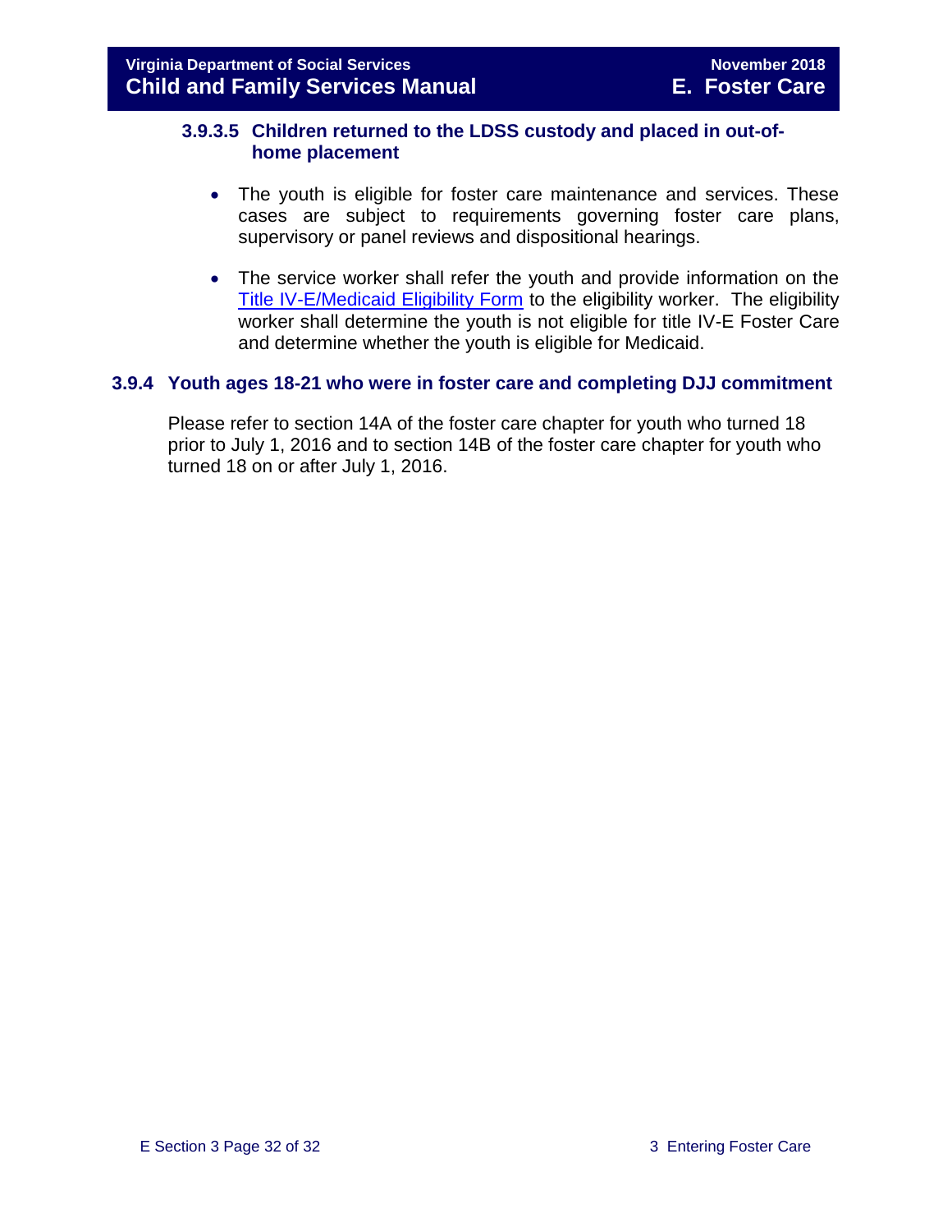#### 3.9.3.5 Children returned to the LDSS custody and placed in out-of-home placement

- The youth is eligible for foster care maintenance and services. These cases are subject to requirements governing foster care plans, supervisory or panel reviews and dispositional hearings.
- The service worker shall refer the youth and provide information on the Title IV-E/Medicaid Eligibility Form to the eligibility worker. The eligibility worker shall determine the youth is not eligible for title IV-E Foster Care and determine whether the youth is eligible for Medicaid.

### 3.9.4 Youth ages 18-21 who were in foster care and completing DJJ commitment

Please refer to section 14A of the foster care chapter for youth who turned 18 prior to July 1, 2016 and to section 14B of the foster care chapter for youth who turned 18 on or after July 1, 2016.